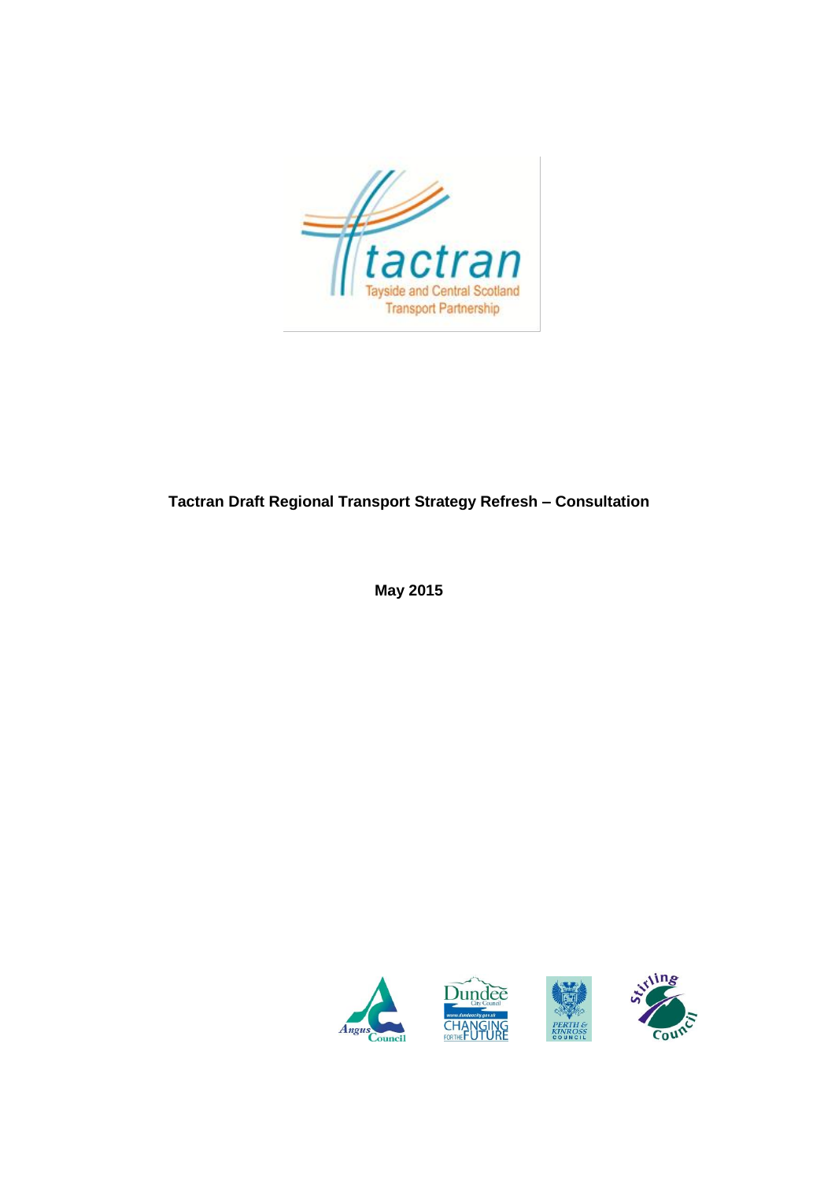# Tactran Draft Regional Transport Strategy Refresh – Consultation

**May 2015**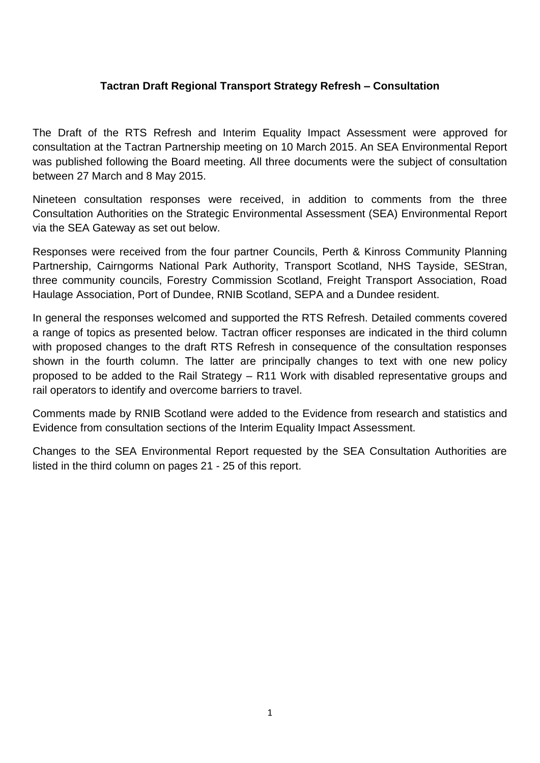**Tactran Draft Regional Transport Strategy Refresh – Consultation**

The Draft of the RTS Refresh and Interim Equality Impact Assessment were approved for consultation at the Tactran Partnership meeting on 10 March 2015. An SEA Environmental Report was published following the Board meeting. All three documents were the subject of consultation between 27 March and 8 May 2015.

Nineteen consultation responses were received, in addition to comments from the three Consultation Authorities on the Strategic Environmental Assessment (SEA) Environmental Report via the SEA Gateway as set out below.

Responses were received from the four partner Councils, Perth & Kinross Community Planning Partnership, Cairngorms National Park Authority, Transport Scotland, NHS Tayside, SEStran, three community councils, Forestry Commission Scotland, Freight Transport Association, Road Haulage Association, Port of Dundee, RNIB Scotland, SEPA and a Dundee resident.

In general the responses welcomed and supported the RTS Refresh. Detailed comments covered a range of topics as presented below. Tactran officer responses are indicated in the third column with proposed changes to the draft RTS Refresh in consequence of the consultation responses shown in the fourth column. The latter are principally changes to text with one new policy proposed to be added to the Rail Strategy – R11 Work with disabled representative groups and rail operators to identify and overcome barriers to travel.

Comments made by RNIB Scotland were added to the Evidence from research and statistics and Evidence from consultation sections of the Interim Equality Impact Assessment.

Changes to the SEA Environmental Report requested by the SEA Consultation Authorities are listed in the third column on pages 21 - 25 of this report.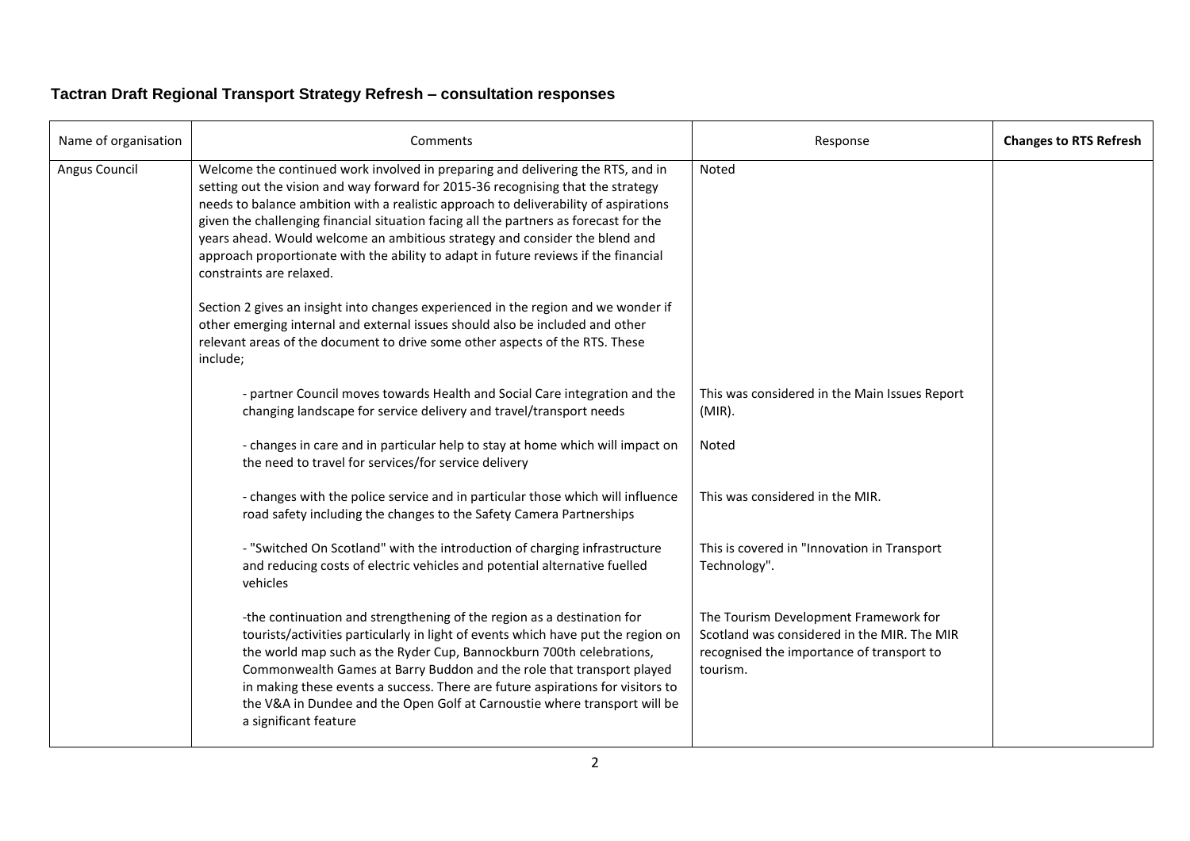## Tactran Draft Regional Transport Strategy Refresh – consultation responses

| Name of organisation | Comments | Response | **Changes to RTS Refresh** |
|---|---|---|---|
| Angus Council | Welcome the continued work involved in preparing and delivering the RTS, and in setting out the vision and way forward for 2015-36 recognising that the strategy needs to balance ambition with a realistic approach to deliverability of aspirations given the challenging financial situation facing all the partners as forecast for the years ahead. Would welcome an ambitious strategy and consider the blend and approach proportionate with the ability to adapt in future reviews if the financial constraints are relaxed. | Noted | |
| | Section 2 gives an insight into changes experienced in the region and we wonder if other emerging internal and external issues should also be included and other relevant areas of the document to drive some other aspects of the RTS. These include; | | |
| | - partner Council moves towards Health and Social Care integration and the changing landscape for service delivery and travel/transport needs | This was considered in the Main Issues Report (MIR). | |
| | - changes in care and in particular help to stay at home which will impact on the need to travel for services/for service delivery | Noted | |
| | - changes with the police service and in particular those which will influence road safety including the changes to the Safety Camera Partnerships | This was considered in the MIR. | |
| | - "Switched On Scotland" with the introduction of charging infrastructure and reducing costs of electric vehicles and potential alternative fuelled vehicles | This is covered in "Innovation in Transport Technology". | |
| | -the continuation and strengthening of the region as a destination for tourists/activities particularly in light of events which have put the region on the world map such as the Ryder Cup, Bannockburn 700th celebrations, Commonwealth Games at Barry Buddon and the role that transport played in making these events a success. There are future aspirations for visitors to the V&A in Dundee and the Open Golf at Carnoustie where transport will be a significant feature | The Tourism Development Framework for Scotland was considered in the MIR. The MIR recognised the importance of transport to tourism. | |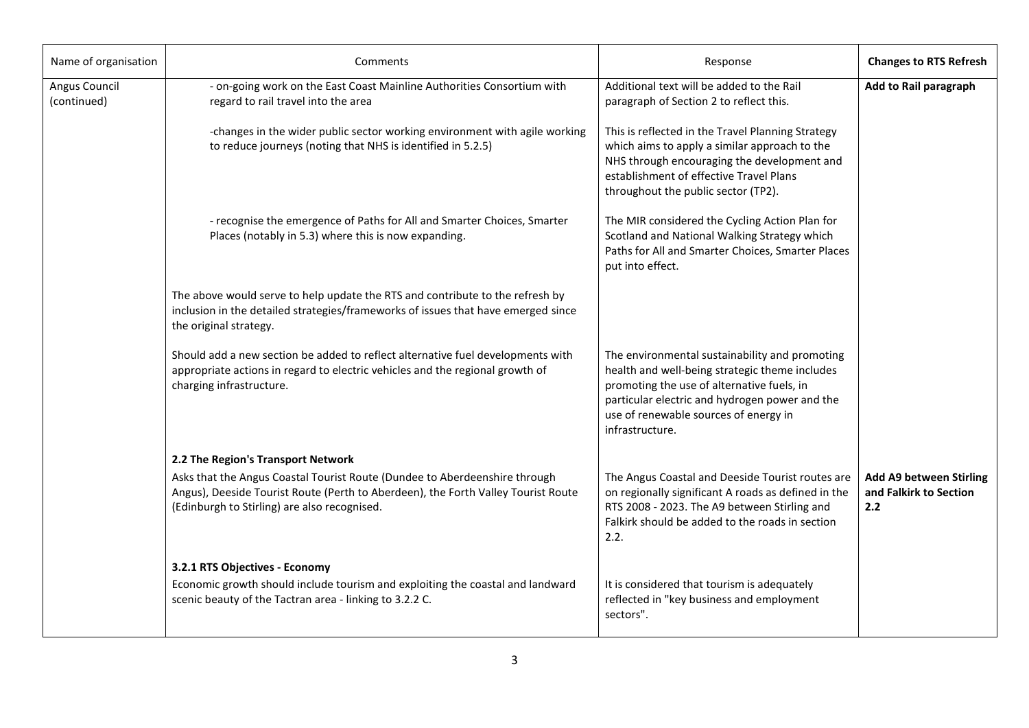| Name of organisation | Comments | Response | **Changes to RTS Refresh** |
|---|---|---|---|
| Angus Council (continued) | - on-going work on the East Coast Mainline Authorities Consortium with regard to rail travel into the area | Additional text will be added to the Rail paragraph of Section 2 to reflect this. | **Add to Rail paragraph** |
| | -changes in the wider public sector working environment with agile working to reduce journeys (noting that NHS is identified in 5.2.5) | This is reflected in the Travel Planning Strategy which aims to apply a similar approach to the NHS through encouraging the development and establishment of effective Travel Plans throughout the public sector (TP2). | |
| | - recognise the emergence of Paths for All and Smarter Choices, Smarter Places (notably in 5.3) where this is now expanding. | The MIR considered the Cycling Action Plan for Scotland and National Walking Strategy which Paths for All and Smarter Choices, Smarter Places put into effect. | |
| | The above would serve to help update the RTS and contribute to the refresh by inclusion in the detailed strategies/frameworks of issues that have emerged since the original strategy. | | |
| | Should add a new section be added to reflect alternative fuel developments with appropriate actions in regard to electric vehicles and the regional growth of charging infrastructure. | The environmental sustainability and promoting health and well-being strategic theme includes promoting the use of alternative fuels, in particular electric and hydrogen power and the use of renewable sources of energy in infrastructure. | |
| | **2.2 The Region's Transport Network**<br>Asks that the Angus Coastal Tourist Route (Dundee to Aberdeenshire through Angus), Deeside Tourist Route (Perth to Aberdeen), the Forth Valley Tourist Route (Edinburgh to Stirling) are also recognised. | The Angus Coastal and Deeside Tourist routes are on regionally significant A roads as defined in the RTS 2008 - 2023. The A9 between Stirling and Falkirk should be added to the roads in section 2.2. | **Add A9 between Stirling and Falkirk to Section 2.2** |
| | **3.2.1 RTS Objectives - Economy**<br>Economic growth should include tourism and exploiting the coastal and landward scenic beauty of the Tactran area - linking to 3.2.2 C. | It is considered that tourism is adequately reflected in "key business and employment sectors". | |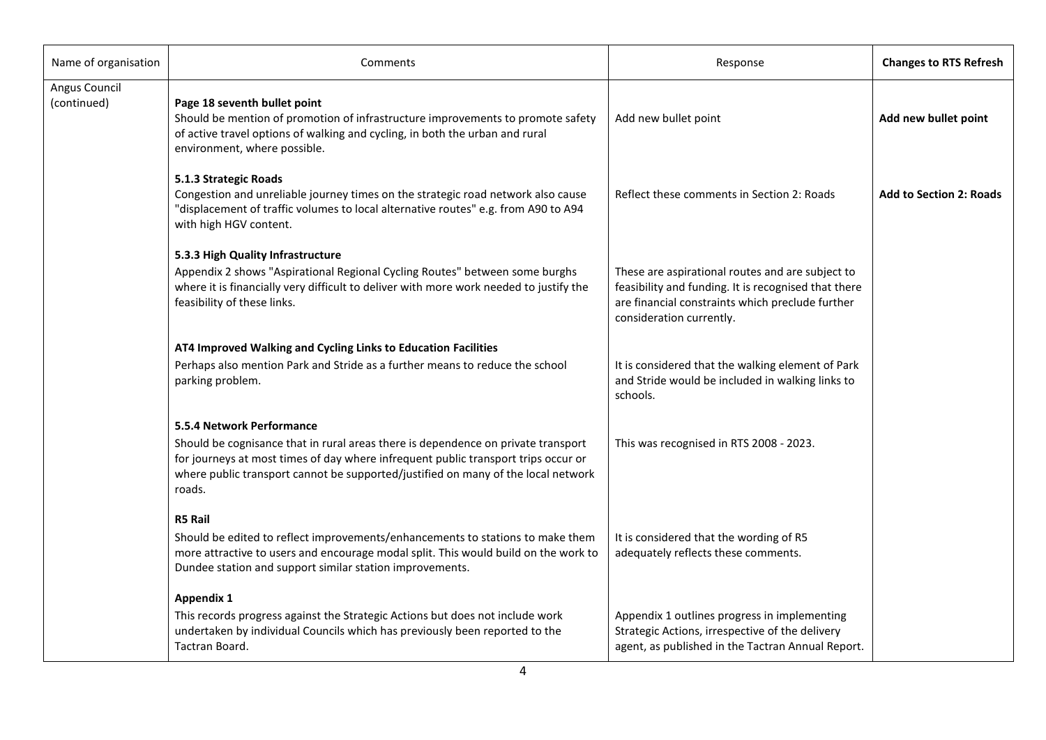| Name of organisation | Comments | Response | **Changes to RTS Refresh** |
|---|---|---|---|
| Angus Council (continued) | **Page 18 seventh bullet point** Should be mention of promotion of infrastructure improvements to promote safety of active travel options of walking and cycling, in both the urban and rural environment, where possible. | Add new bullet point | **Add new bullet point** |
| | **5.1.3 Strategic Roads** Congestion and unreliable journey times on the strategic road network also cause "displacement of traffic volumes to local alternative routes" e.g. from A90 to A94 with high HGV content. | Reflect these comments in Section 2: Roads | **Add to Section 2: Roads** |
| | **5.3.3 High Quality Infrastructure** Appendix 2 shows "Aspirational Regional Cycling Routes" between some burghs where it is financially very difficult to deliver with more work needed to justify the feasibility of these links. | These are aspirational routes and are subject to feasibility and funding. It is recognised that there are financial constraints which preclude further consideration currently. | |
| | **AT4 Improved Walking and Cycling Links to Education Facilities** Perhaps also mention Park and Stride as a further means to reduce the school parking problem. | It is considered that the walking element of Park and Stride would be included in walking links to schools. | |
| | **5.5.4 Network Performance** Should be cognisance that in rural areas there is dependence on private transport for journeys at most times of day where infrequent public transport trips occur or where public transport cannot be supported/justified on many of the local network roads. | This was recognised in RTS 2008 - 2023. | |
| | **R5 Rail** Should be edited to reflect improvements/enhancements to stations to make them more attractive to users and encourage modal split. This would build on the work to Dundee station and support similar station improvements. | It is considered that the wording of R5 adequately reflects these comments. | |
| | **Appendix 1** This records progress against the Strategic Actions but does not include work undertaken by individual Councils which has previously been reported to the Tactran Board. | Appendix 1 outlines progress in implementing Strategic Actions, irrespective of the delivery agent, as published in the Tactran Annual Report. | |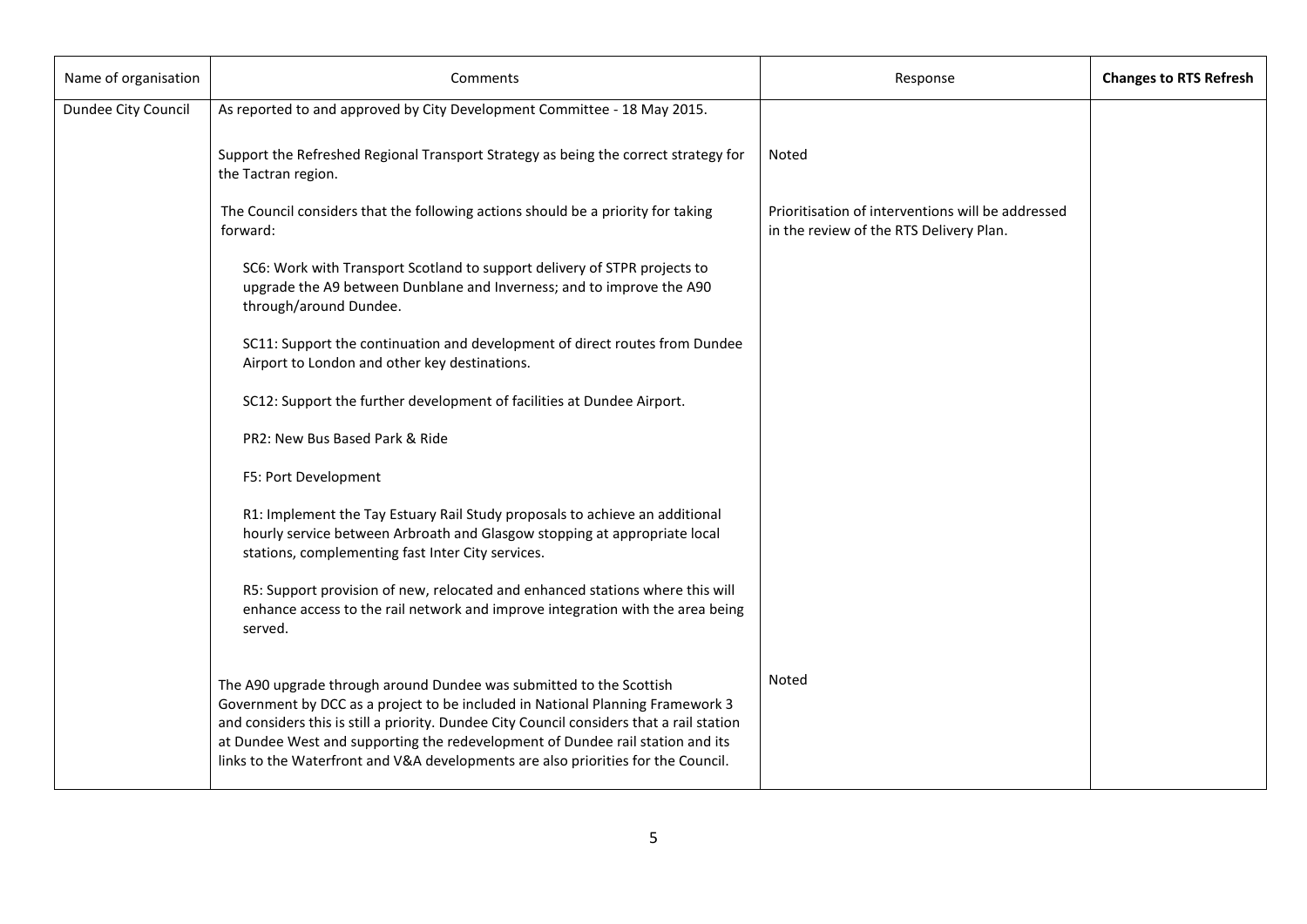| Name of organisation | Comments | Response | Changes to RTS Refresh |
|---|---|---|---|
| Dundee City Council | As reported to and approved by City Development Committee - 18 May 2015. | | |
| | Support the Refreshed Regional Transport Strategy as being the correct strategy for the Tactran region. | Noted | |
| | The Council considers that the following actions should be a priority for taking forward:<br><br>SC6: Work with Transport Scotland to support delivery of STPR projects to upgrade the A9 between Dunblane and Inverness; and to improve the A90 through/around Dundee.<br><br>SC11: Support the continuation and development of direct routes from Dundee Airport to London and other key destinations.<br><br>SC12: Support the further development of facilities at Dundee Airport.<br><br>PR2: New Bus Based Park & Ride<br><br>F5: Port Development<br><br>R1: Implement the Tay Estuary Rail Study proposals to achieve an additional hourly service between Arbroath and Glasgow stopping at appropriate local stations, complementing fast Inter City services.<br><br>R5: Support provision of new, relocated and enhanced stations where this will enhance access to the rail network and improve integration with the area being served. | Prioritisation of interventions will be addressed in the review of the RTS Delivery Plan. | |
| | The A90 upgrade through around Dundee was submitted to the Scottish Government by DCC as a project to be included in National Planning Framework 3 and considers this is still a priority. Dundee City Council considers that a rail station at Dundee West and supporting the redevelopment of Dundee rail station and its links to the Waterfront and V&A developments are also priorities for the Council. | Noted | |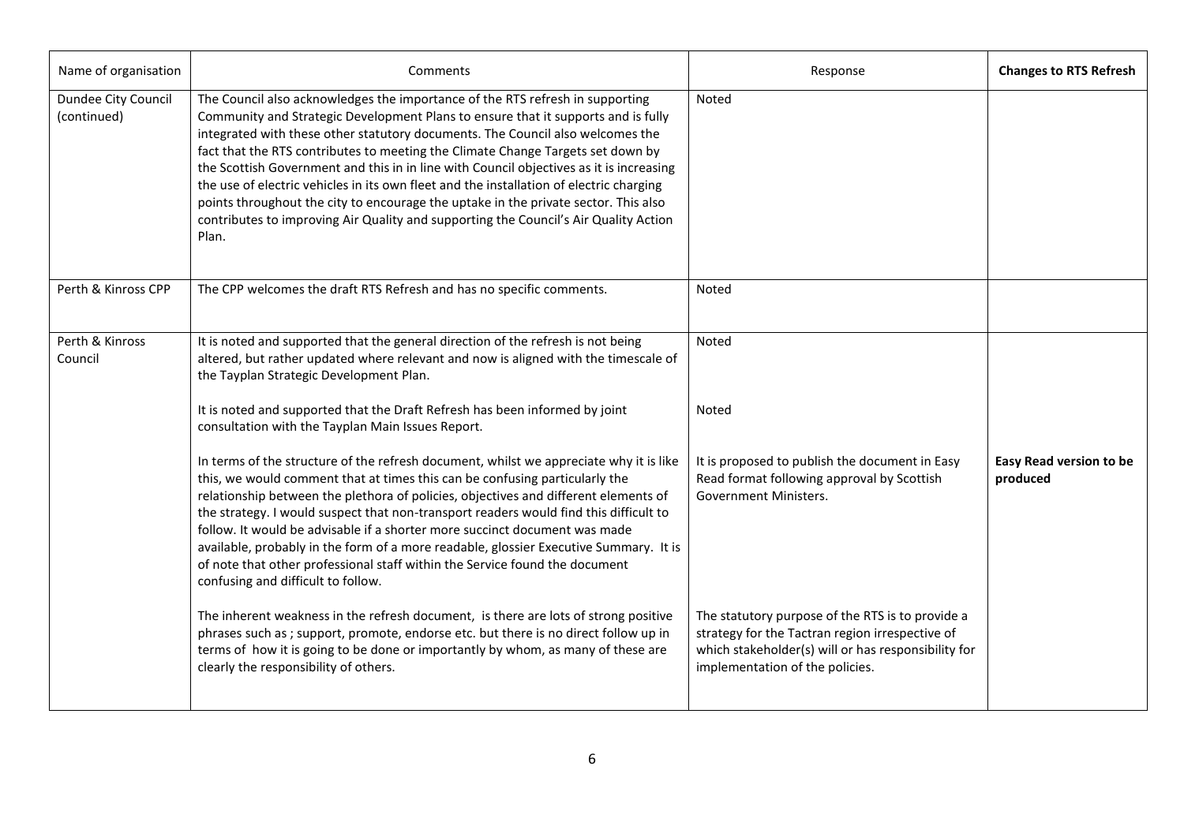| Name of organisation | Comments | Response | **Changes to RTS Refresh** |
| --- | --- | --- | --- |
| Dundee City Council (continued) | The Council also acknowledges the importance of the RTS refresh in supporting Community and Strategic Development Plans to ensure that it supports and is fully integrated with these other statutory documents. The Council also welcomes the fact that the RTS contributes to meeting the Climate Change Targets set down by the Scottish Government and this in in line with Council objectives as it is increasing the use of electric vehicles in its own fleet and the installation of electric charging points throughout the city to encourage the uptake in the private sector. This also contributes to improving Air Quality and supporting the Council's Air Quality Action Plan. | Noted | |
| Perth & Kinross CPP | The CPP welcomes the draft RTS Refresh and has no specific comments. | Noted | |
| Perth & Kinross Council | It is noted and supported that the general direction of the refresh is not being altered, but rather updated where relevant and now is aligned with the timescale of the Tayplan Strategic Development Plan. | Noted | |
| | It is noted and supported that the Draft Refresh has been informed by joint consultation with the Tayplan Main Issues Report. | Noted | |
| | In terms of the structure of the refresh document, whilst we appreciate why it is like this, we would comment that at times this can be confusing particularly the relationship between the plethora of policies, objectives and different elements of the strategy. I would suspect that non-transport readers would find this difficult to follow. It would be advisable if a shorter more succinct document was made available, probably in the form of a more readable, glossier Executive Summary. It is of note that other professional staff within the Service found the document confusing and difficult to follow. | It is proposed to publish the document in Easy Read format following approval by Scottish Government Ministers. | **Easy Read version to be produced** |
| | The inherent weakness in the refresh document, is there are lots of strong positive phrases such as ; support, promote, endorse etc. but there is no direct follow up in terms of how it is going to be done or importantly by whom, as many of these are clearly the responsibility of others. | The statutory purpose of the RTS is to provide a strategy for the Tactran region irrespective of which stakeholder(s) will or has responsibility for implementation of the policies. | |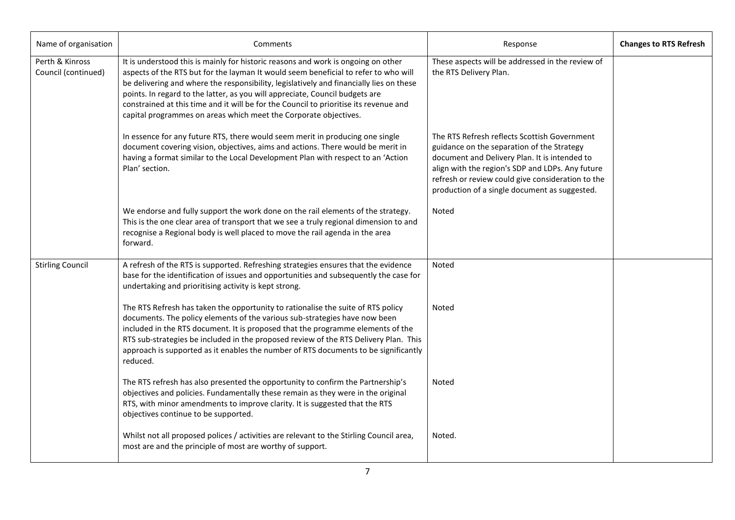| Name of organisation | Comments | Response | **Changes to RTS Refresh** |
|---|---|---|---|
| Perth & Kinross Council (continued) | It is understood this is mainly for historic reasons and work is ongoing on other aspects of the RTS but for the layman It would seem beneficial to refer to who will be delivering and where the responsibility, legislatively and financially lies on these points. In regard to the latter, as you will appreciate, Council budgets are constrained at this time and it will be for the Council to prioritise its revenue and capital programmes on areas which meet the Corporate objectives. | These aspects will be addressed in the review of the RTS Delivery Plan. | |
| | In essence for any future RTS, there would seem merit in producing one single document covering vision, objectives, aims and actions. There would be merit in having a format similar to the Local Development Plan with respect to an 'Action Plan' section. | The RTS Refresh reflects Scottish Government guidance on the separation of the Strategy document and Delivery Plan. It is intended to align with the region's SDP and LDPs. Any future refresh or review could give consideration to the production of a single document as suggested. | |
| | We endorse and fully support the work done on the rail elements of the strategy. This is the one clear area of transport that we see a truly regional dimension to and recognise a Regional body is well placed to move the rail agenda in the area forward. | Noted | |
| Stirling Council | A refresh of the RTS is supported. Refreshing strategies ensures that the evidence base for the identification of issues and opportunities and subsequently the case for undertaking and prioritising activity is kept strong. | Noted | |
| | The RTS Refresh has taken the opportunity to rationalise the suite of RTS policy documents. The policy elements of the various sub-strategies have now been included in the RTS document. It is proposed that the programme elements of the RTS sub-strategies be included in the proposed review of the RTS Delivery Plan. This approach is supported as it enables the number of RTS documents to be significantly reduced. | Noted | |
| | The RTS refresh has also presented the opportunity to confirm the Partnership's objectives and policies. Fundamentally these remain as they were in the original RTS, with minor amendments to improve clarity. It is suggested that the RTS objectives continue to be supported. | Noted | |
| | Whilst not all proposed polices / activities are relevant to the Stirling Council area, most are and the principle of most are worthy of support. | Noted. | |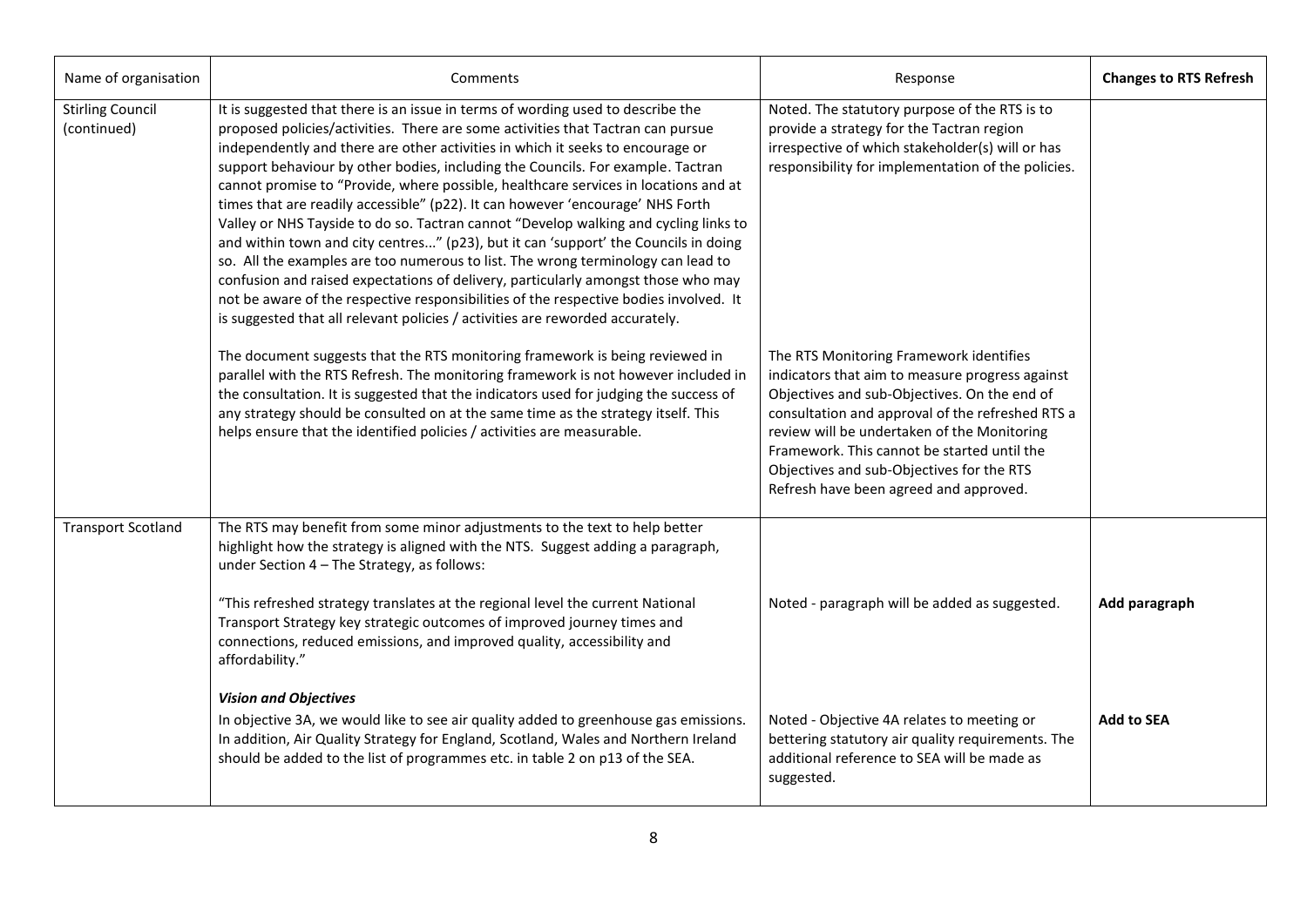| Name of organisation | Comments | Response | **Changes to RTS Refresh** |
|---|---|---|---|
| Stirling Council (continued) | It is suggested that there is an issue in terms of wording used to describe the proposed policies/activities. There are some activities that Tactran can pursue independently and there are other activities in which it seeks to encourage or support behaviour by other bodies, including the Councils. For example. Tactran cannot promise to "Provide, where possible, healthcare services in locations and at times that are readily accessible" (p22). It can however 'encourage' NHS Forth Valley or NHS Tayside to do so. Tactran cannot "Develop walking and cycling links to and within town and city centres..." (p23), but it can 'support' the Councils in doing so. All the examples are too numerous to list. The wrong terminology can lead to confusion and raised expectations of delivery, particularly amongst those who may not be aware of the respective responsibilities of the respective bodies involved. It is suggested that all relevant policies / activities are reworded accurately. | Noted. The statutory purpose of the RTS is to provide a strategy for the Tactran region irrespective of which stakeholder(s) will or has responsibility for implementation of the policies. | |
| | The document suggests that the RTS monitoring framework is being reviewed in parallel with the RTS Refresh. The monitoring framework is not however included in the consultation. It is suggested that the indicators used for judging the success of any strategy should be consulted on at the same time as the strategy itself. This helps ensure that the identified policies / activities are measurable. | The RTS Monitoring Framework identifies indicators that aim to measure progress against Objectives and sub-Objectives. On the end of consultation and approval of the refreshed RTS a review will be undertaken of the Monitoring Framework. This cannot be started until the Objectives and sub-Objectives for the RTS Refresh have been agreed and approved. | |
| Transport Scotland | The RTS may benefit from some minor adjustments to the text to help better highlight how the strategy is aligned with the NTS. Suggest adding a paragraph, under Section 4 – The Strategy, as follows:<br><br>"This refreshed strategy translates at the regional level the current National Transport Strategy key strategic outcomes of improved journey times and connections, reduced emissions, and improved quality, accessibility and affordability." | Noted - paragraph will be added as suggested. | **Add paragraph** |
| | ***Vision and Objectives***<br>In objective 3A, we would like to see air quality added to greenhouse gas emissions. In addition, Air Quality Strategy for England, Scotland, Wales and Northern Ireland should be added to the list of programmes etc. in table 2 on p13 of the SEA. | Noted - Objective 4A relates to meeting or bettering statutory air quality requirements. The additional reference to SEA will be made as suggested. | **Add to SEA** |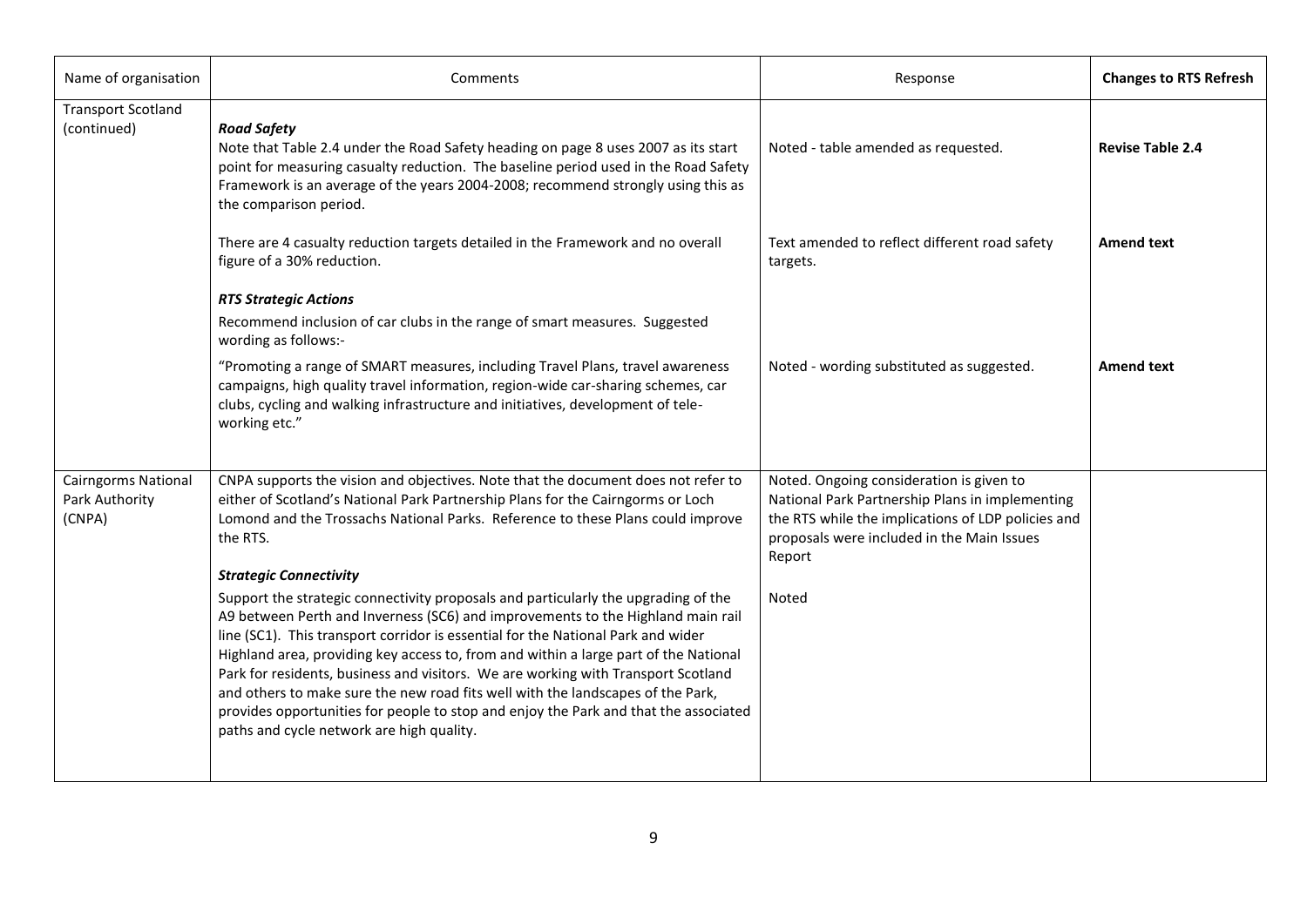| Name of organisation | Comments | Response | **Changes to RTS Refresh** |
|---|---|---|---|
| Transport Scotland (continued) | ***Road Safety*** Note that Table 2.4 under the Road Safety heading on page 8 uses 2007 as its start point for measuring casualty reduction. The baseline period used in the Road Safety Framework is an average of the years 2004-2008; recommend strongly using this as the comparison period. | Noted - table amended as requested. | **Revise Table 2.4** |
| | There are 4 casualty reduction targets detailed in the Framework and no overall figure of a 30% reduction. | Text amended to reflect different road safety targets. | **Amend text** |
| | ***RTS Strategic Actions*** Recommend inclusion of car clubs in the range of smart measures. Suggested wording as follows:- "Promoting a range of SMART measures, including Travel Plans, travel awareness campaigns, high quality travel information, region-wide car-sharing schemes, car clubs, cycling and walking infrastructure and initiatives, development of tele-working etc." | Noted - wording substituted as suggested. | **Amend text** |
| Cairngorms National Park Authority (CNPA) | CNPA supports the vision and objectives. Note that the document does not refer to either of Scotland's National Park Partnership Plans for the Cairngorms or Loch Lomond and the Trossachs National Parks. Reference to these Plans could improve the RTS. | Noted. Ongoing consideration is given to National Park Partnership Plans in implementing the RTS while the implications of LDP policies and proposals were included in the Main Issues Report | |
| | ***Strategic Connectivity*** Support the strategic connectivity proposals and particularly the upgrading of the A9 between Perth and Inverness (SC6) and improvements to the Highland main rail line (SC1). This transport corridor is essential for the National Park and wider Highland area, providing key access to, from and within a large part of the National Park for residents, business and visitors. We are working with Transport Scotland and others to make sure the new road fits well with the landscapes of the Park, provides opportunities for people to stop and enjoy the Park and that the associated paths and cycle network are high quality. | Noted | |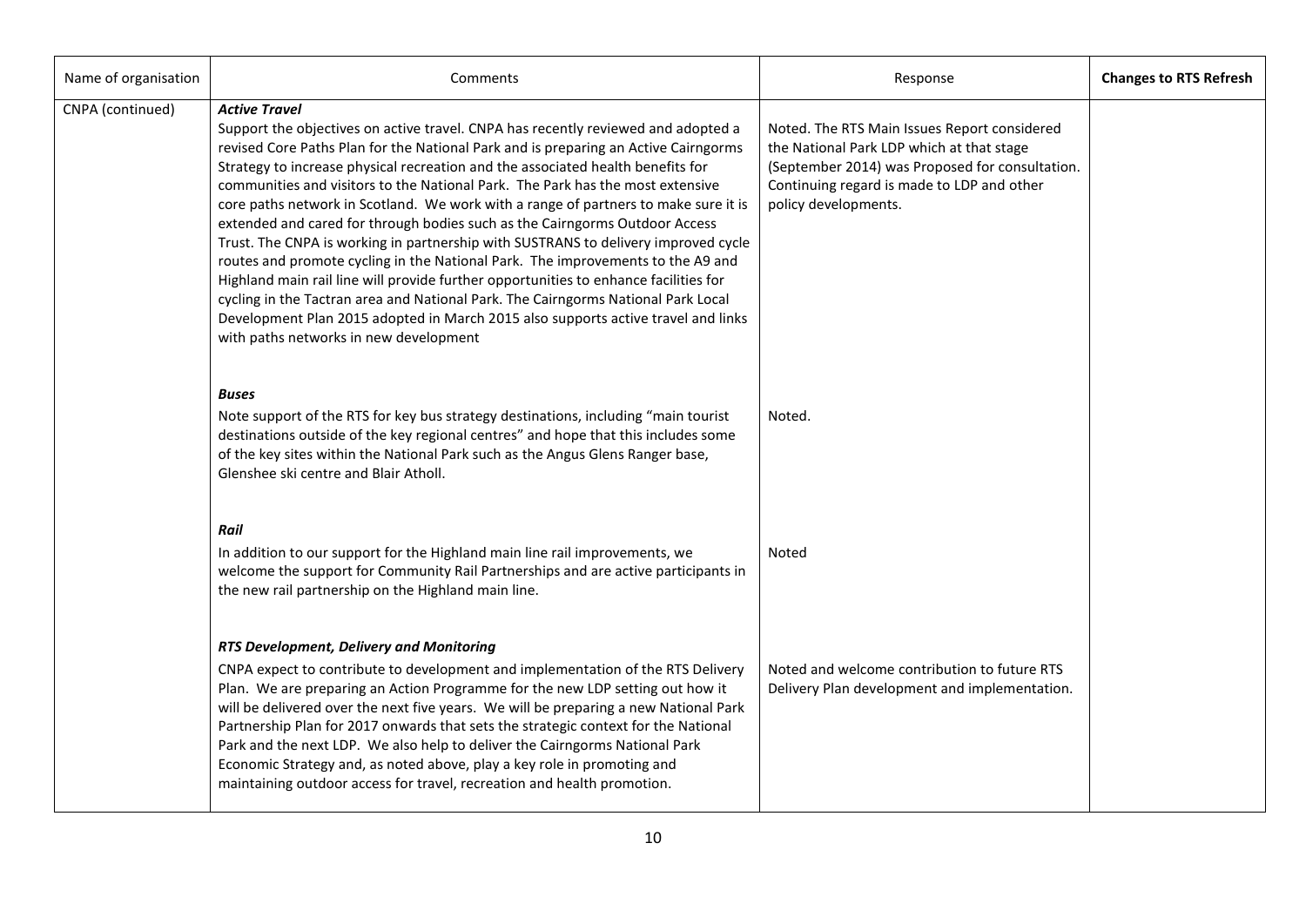| Name of organisation | Comments | Response | Changes to RTS Refresh |
|---|---|---|---|
| CNPA (continued) | ***Active Travel*** Support the objectives on active travel. CNPA has recently reviewed and adopted a revised Core Paths Plan for the National Park and is preparing an Active Cairngorms Strategy to increase physical recreation and the associated health benefits for communities and visitors to the National Park. The Park has the most extensive core paths network in Scotland. We work with a range of partners to make sure it is extended and cared for through bodies such as the Cairngorms Outdoor Access Trust. The CNPA is working in partnership with SUSTRANS to delivery improved cycle routes and promote cycling in the National Park. The improvements to the A9 and Highland main rail line will provide further opportunities to enhance facilities for cycling in the Tactran area and National Park. The Cairngorms National Park Local Development Plan 2015 adopted in March 2015 also supports active travel and links with paths networks in new development | Noted. The RTS Main Issues Report considered the National Park LDP which at that stage (September 2014) was Proposed for consultation. Continuing regard is made to LDP and other policy developments. | |
| | ***Buses*** Note support of the RTS for key bus strategy destinations, including "main tourist destinations outside of the key regional centres" and hope that this includes some of the key sites within the National Park such as the Angus Glens Ranger base, Glenshee ski centre and Blair Atholl. | Noted. | |
| | ***Rail*** In addition to our support for the Highland main line rail improvements, we welcome the support for Community Rail Partnerships and are active participants in the new rail partnership on the Highland main line. | Noted | |
| | ***RTS Development, Delivery and Monitoring*** CNPA expect to contribute to development and implementation of the RTS Delivery Plan. We are preparing an Action Programme for the new LDP setting out how it will be delivered over the next five years. We will be preparing a new National Park Partnership Plan for 2017 onwards that sets the strategic context for the National Park and the next LDP. We also help to deliver the Cairngorms National Park Economic Strategy and, as noted above, play a key role in promoting and maintaining outdoor access for travel, recreation and health promotion. | Noted and welcome contribution to future RTS Delivery Plan development and implementation. | |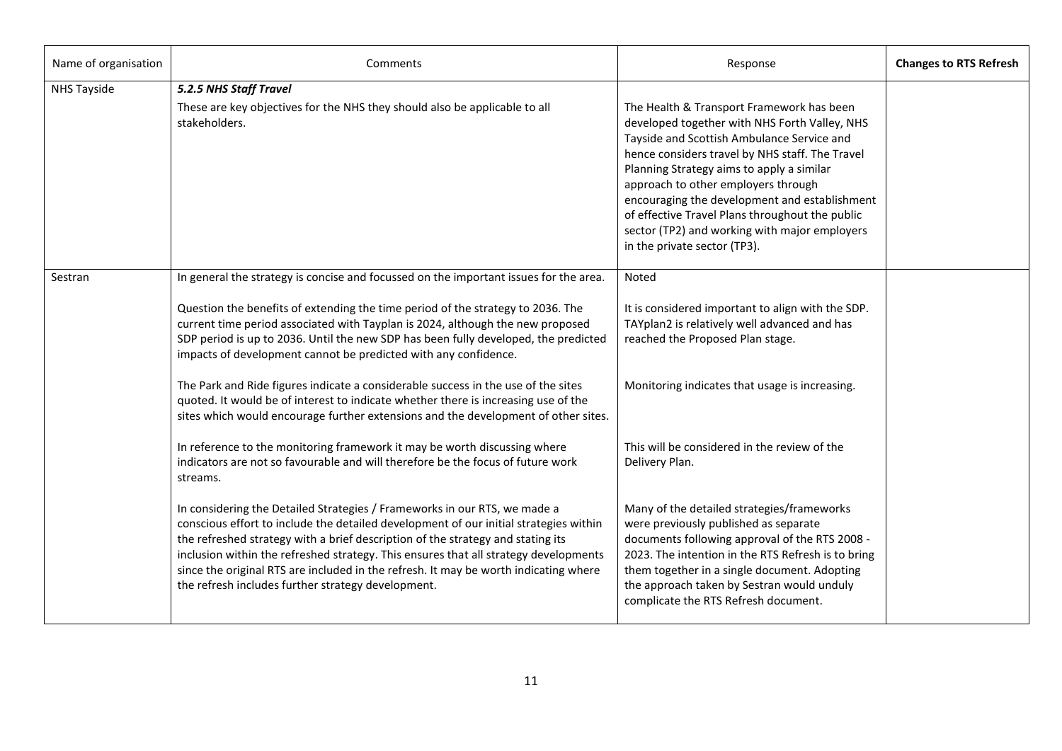| Name of organisation | Comments | Response | **Changes to RTS Refresh** |
| --- | --- | --- | --- |
| NHS Tayside | ***5.2.5 NHS Staff Travel*** These are key objectives for the NHS they should also be applicable to all stakeholders. | The Health & Transport Framework has been developed together with NHS Forth Valley, NHS Tayside and Scottish Ambulance Service and hence considers travel by NHS staff. The Travel Planning Strategy aims to apply a similar approach to other employers through encouraging the development and establishment of effective Travel Plans throughout the public sector (TP2) and working with major employers in the private sector (TP3). | |
| Sestran | In general the strategy is concise and focussed on the important issues for the area. | Noted | |
| | Question the benefits of extending the time period of the strategy to 2036. The current time period associated with Tayplan is 2024, although the new proposed SDP period is up to 2036. Until the new SDP has been fully developed, the predicted impacts of development cannot be predicted with any confidence. | It is considered important to align with the SDP. TAYplan2 is relatively well advanced and has reached the Proposed Plan stage. | |
| | The Park and Ride figures indicate a considerable success in the use of the sites quoted. It would be of interest to indicate whether there is increasing use of the sites which would encourage further extensions and the development of other sites. | Monitoring indicates that usage is increasing. | |
| | In reference to the monitoring framework it may be worth discussing where indicators are not so favourable and will therefore be the focus of future work streams. | This will be considered in the review of the Delivery Plan. | |
| | In considering the Detailed Strategies / Frameworks in our RTS, we made a conscious effort to include the detailed development of our initial strategies within the refreshed strategy with a brief description of the strategy and stating its inclusion within the refreshed strategy. This ensures that all strategy developments since the original RTS are included in the refresh. It may be worth indicating where the refresh includes further strategy development. | Many of the detailed strategies/frameworks were previously published as separate documents following approval of the RTS 2008 - 2023. The intention in the RTS Refresh is to bring them together in a single document. Adopting the approach taken by Sestran would unduly complicate the RTS Refresh document. | |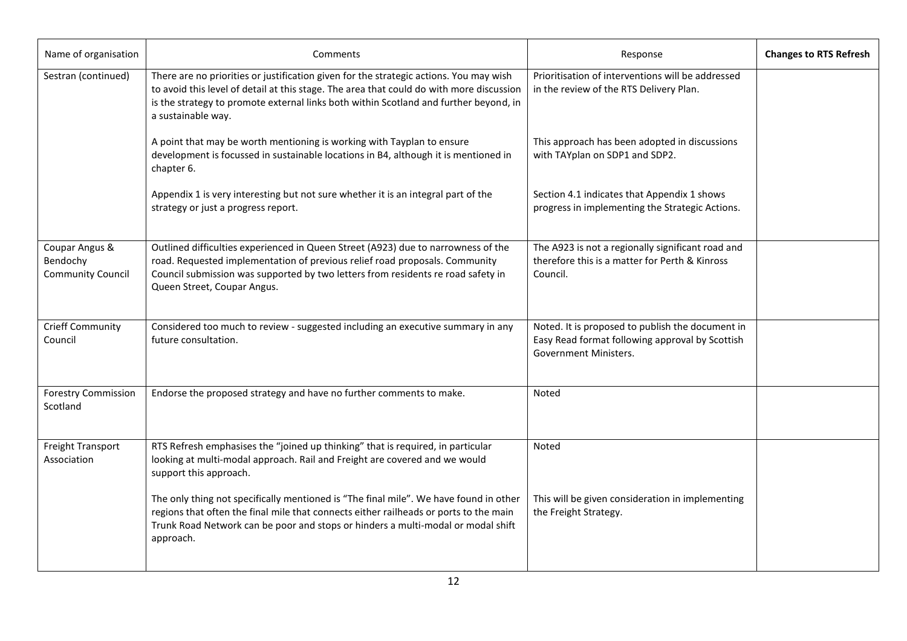| Name of organisation | Comments | Response | **Changes to RTS Refresh** |
|---|---|---|---|
| Sestran (continued) | There are no priorities or justification given for the strategic actions. You may wish to avoid this level of detail at this stage. The area that could do with more discussion is the strategy to promote external links both within Scotland and further beyond, in a sustainable way.<br><br>A point that may be worth mentioning is working with Tayplan to ensure development is focussed in sustainable locations in B4, although it is mentioned in chapter 6.<br><br>Appendix 1 is very interesting but not sure whether it is an integral part of the strategy or just a progress report. | Prioritisation of interventions will be addressed in the review of the RTS Delivery Plan.<br><br>This approach has been adopted in discussions with TAYplan on SDP1 and SDP2.<br><br>Section 4.1 indicates that Appendix 1 shows progress in implementing the Strategic Actions. | |
| Coupar Angus & Bendochy Community Council | Outlined difficulties experienced in Queen Street (A923) due to narrowness of the road. Requested implementation of previous relief road proposals. Community Council submission was supported by two letters from residents re road safety in Queen Street, Coupar Angus. | The A923 is not a regionally significant road and therefore this is a matter for Perth & Kinross Council. | |
| Crieff Community Council | Considered too much to review - suggested including an executive summary in any future consultation. | Noted. It is proposed to publish the document in Easy Read format following approval by Scottish Government Ministers. | |
| Forestry Commission Scotland | Endorse the proposed strategy and have no further comments to make. | Noted | |
| Freight Transport Association | RTS Refresh emphasises the "joined up thinking" that is required, in particular looking at multi-modal approach. Rail and Freight are covered and we would support this approach.<br><br>The only thing not specifically mentioned is "The final mile". We have found in other regions that often the final mile that connects either railheads or ports to the main Trunk Road Network can be poor and stops or hinders a multi-modal or modal shift approach. | Noted<br><br>This will be given consideration in implementing the Freight Strategy. | |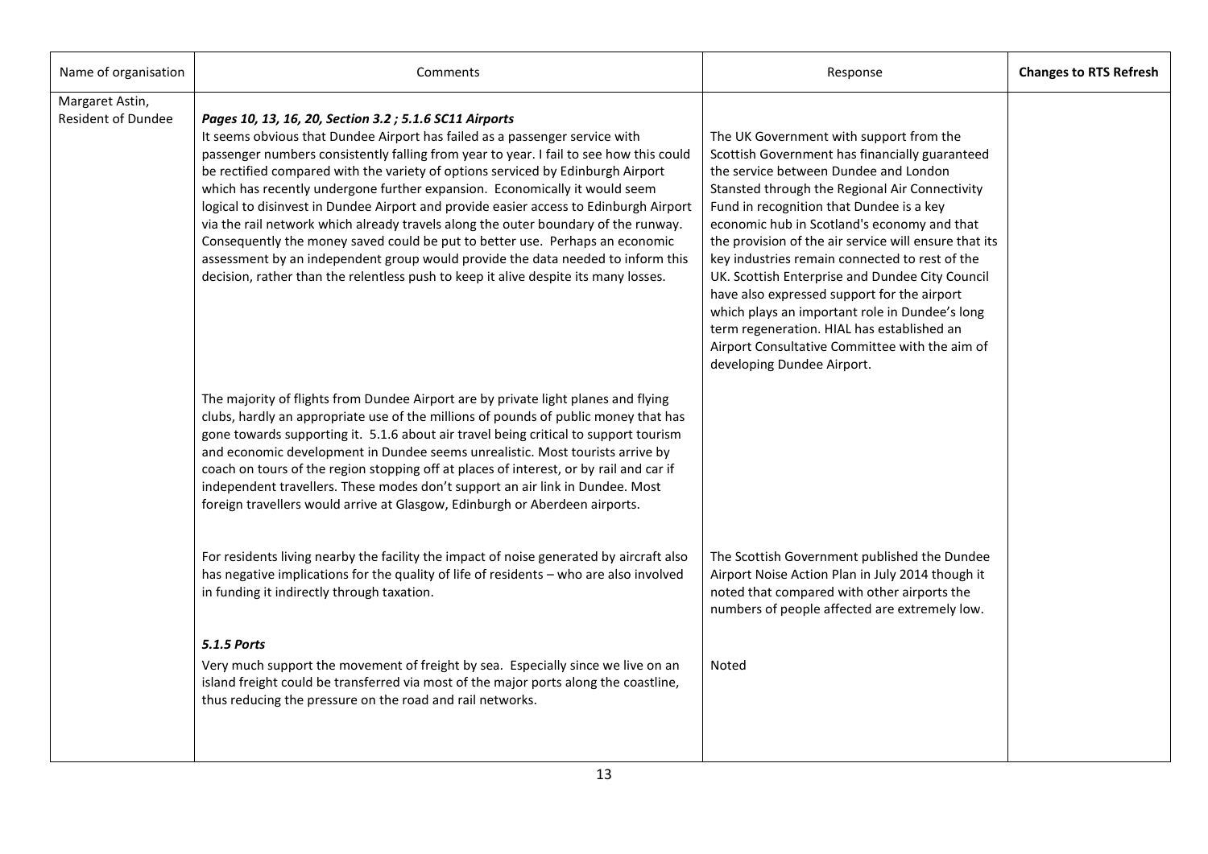| Name of organisation | Comments | Response | **Changes to RTS Refresh** |
|---|---|---|---|
| Margaret Astin, Resident of Dundee | ***Pages 10, 13, 16, 20, Section 3.2 ; 5.1.6 SC11 Airports*** It seems obvious that Dundee Airport has failed as a passenger service with passenger numbers consistently falling from year to year. I fail to see how this could be rectified compared with the variety of options serviced by Edinburgh Airport which has recently undergone further expansion. Economically it would seem logical to disinvest in Dundee Airport and provide easier access to Edinburgh Airport via the rail network which already travels along the outer boundary of the runway. Consequently the money saved could be put to better use. Perhaps an economic assessment by an independent group would provide the data needed to inform this decision, rather than the relentless push to keep it alive despite its many losses. | The UK Government with support from the Scottish Government has financially guaranteed the service between Dundee and London Stansted through the Regional Air Connectivity Fund in recognition that Dundee is a key economic hub in Scotland's economy and that the provision of the air service will ensure that its key industries remain connected to rest of the UK. Scottish Enterprise and Dundee City Council have also expressed support for the airport which plays an important role in Dundee's long term regeneration. HIAL has established an Airport Consultative Committee with the aim of developing Dundee Airport. | |
| | The majority of flights from Dundee Airport are by private light planes and flying clubs, hardly an appropriate use of the millions of pounds of public money that has gone towards supporting it. 5.1.6 about air travel being critical to support tourism and economic development in Dundee seems unrealistic. Most tourists arrive by coach on tours of the region stopping off at places of interest, or by rail and car if independent travellers. These modes don't support an air link in Dundee. Most foreign travellers would arrive at Glasgow, Edinburgh or Aberdeen airports. | | |
| | For residents living nearby the facility the impact of noise generated by aircraft also has negative implications for the quality of life of residents – who are also involved in funding it indirectly through taxation. | The Scottish Government published the Dundee Airport Noise Action Plan in July 2014 though it noted that compared with other airports the numbers of people affected are extremely low. | |
| | ***5.1.5 Ports*** Very much support the movement of freight by sea. Especially since we live on an island freight could be transferred via most of the major ports along the coastline, thus reducing the pressure on the road and rail networks. | Noted | |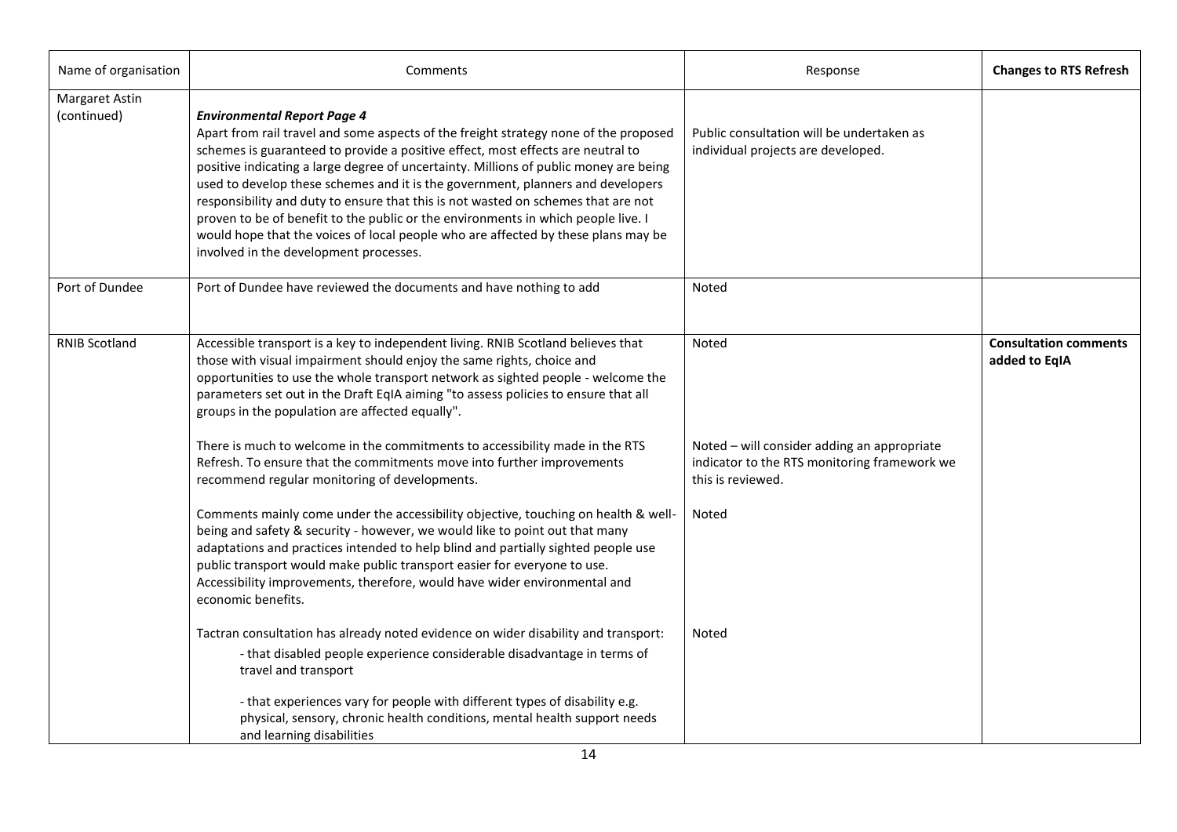| Name of organisation | Comments | Response | **Changes to RTS Refresh** |
| --- | --- | --- | --- |
| Margaret Astin (continued) | ***Environmental Report Page 4***<br>Apart from rail travel and some aspects of the freight strategy none of the proposed schemes is guaranteed to provide a positive effect, most effects are neutral to positive indicating a large degree of uncertainty. Millions of public money are being used to develop these schemes and it is the government, planners and developers responsibility and duty to ensure that this is not wasted on schemes that are not proven to be of benefit to the public or the environments in which people live. I would hope that the voices of local people who are affected by these plans may be involved in the development processes. | Public consultation will be undertaken as individual projects are developed. | |
| Port of Dundee | Port of Dundee have reviewed the documents and have nothing to add | Noted | |
| RNIB Scotland | Accessible transport is a key to independent living. RNIB Scotland believes that those with visual impairment should enjoy the same rights, choice and opportunities to use the whole transport network as sighted people - welcome the parameters set out in the Draft EqIA aiming "to assess policies to ensure that all groups in the population are affected equally". | Noted | **Consultation comments added to EqIA** |
| | There is much to welcome in the commitments to accessibility made in the RTS Refresh. To ensure that the commitments move into further improvements recommend regular monitoring of developments. | Noted – will consider adding an appropriate indicator to the RTS monitoring framework we this is reviewed. | |
| | Comments mainly come under the accessibility objective, touching on health & well-being and safety & security - however, we would like to point out that many adaptations and practices intended to help blind and partially sighted people use public transport would make public transport easier for everyone to use. Accessibility improvements, therefore, would have wider environmental and economic benefits. | Noted | |
| | Tactran consultation has already noted evidence on wider disability and transport:<br>- that disabled people experience considerable disadvantage in terms of travel and transport<br>- that experiences vary for people with different types of disability e.g. physical, sensory, chronic health conditions, mental health support needs and learning disabilities | Noted | |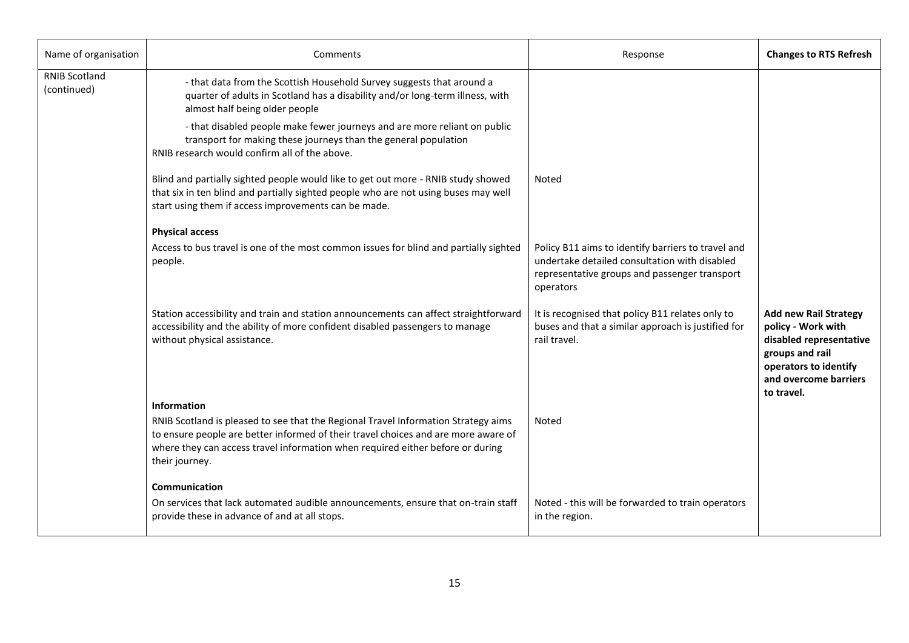| Name of organisation | Comments | Response | **Changes to RTS Refresh** |
| --- | --- | --- | --- |
| RNIB Scotland (continued) | - that data from the Scottish Household Survey suggests that around a quarter of adults in Scotland has a disability and/or long-term illness, with almost half being older people<br><br>- that disabled people make fewer journeys and are more reliant on public transport for making these journeys than the general population<br>RNIB research would confirm all of the above. | | |
| | Blind and partially sighted people would like to get out more - RNIB study showed that six in ten blind and partially sighted people who are not using buses may well start using them if access improvements can be made. | Noted | |
| | **Physical access**<br>Access to bus travel is one of the most common issues for blind and partially sighted people. | Policy B11 aims to identify barriers to travel and undertake detailed consultation with disabled representative groups and passenger transport operators | |
| | Station accessibility and train and station announcements can affect straightforward accessibility and the ability of more confident disabled passengers to manage without physical assistance. | It is recognised that policy B11 relates only to buses and that a similar approach is justified for rail travel. | **Add new Rail Strategy policy - Work with disabled representative groups and rail operators to identify and overcome barriers to travel.** |
| | **Information**<br>RNIB Scotland is pleased to see that the Regional Travel Information Strategy aims to ensure people are better informed of their travel choices and are more aware of where they can access travel information when required either before or during their journey. | Noted | |
| | **Communication**<br>On services that lack automated audible announcements, ensure that on-train staff provide these in advance of and at all stops. | Noted - this will be forwarded to train operators in the region. | |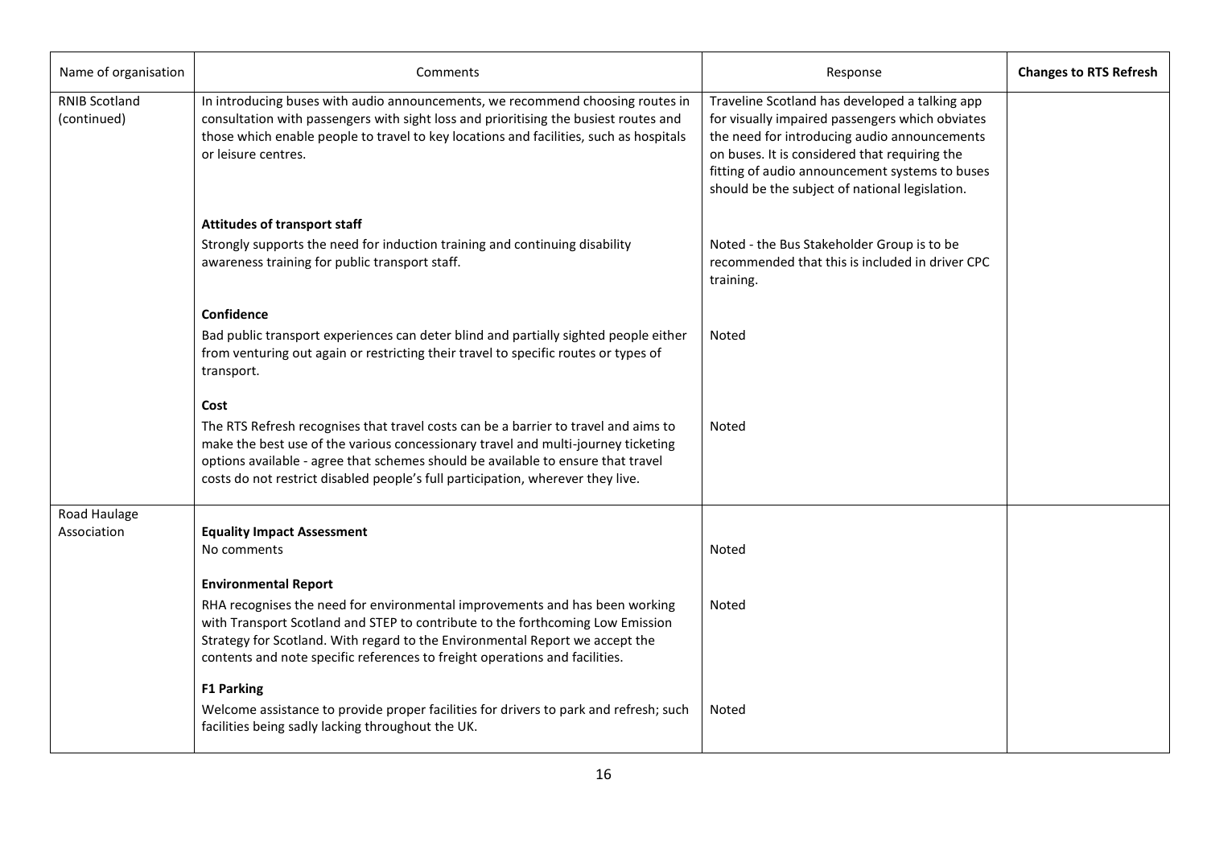| Name of organisation | Comments | Response | **Changes to RTS Refresh** |
|---|---|---|---|
| RNIB Scotland (continued) | In introducing buses with audio announcements, we recommend choosing routes in consultation with passengers with sight loss and prioritising the busiest routes and those which enable people to travel to key locations and facilities, such as hospitals or leisure centres. | Traveline Scotland has developed a talking app for visually impaired passengers which obviates the need for introducing audio announcements on buses. It is considered that requiring the fitting of audio announcement systems to buses should be the subject of national legislation. | |
| | **Attitudes of transport staff**<br>Strongly supports the need for induction training and continuing disability awareness training for public transport staff. | Noted - the Bus Stakeholder Group is to be recommended that this is included in driver CPC training. | |
| | **Confidence**<br>Bad public transport experiences can deter blind and partially sighted people either from venturing out again or restricting their travel to specific routes or types of transport. | Noted | |
| | **Cost**<br>The RTS Refresh recognises that travel costs can be a barrier to travel and aims to make the best use of the various concessionary travel and multi-journey ticketing options available - agree that schemes should be available to ensure that travel costs do not restrict disabled people's full participation, wherever they live. | Noted | |
| Road Haulage Association | **Equality Impact Assessment**<br>No comments | Noted | |
| | **Environmental Report**<br>RHA recognises the need for environmental improvements and has been working with Transport Scotland and STEP to contribute to the forthcoming Low Emission Strategy for Scotland. With regard to the Environmental Report we accept the contents and note specific references to freight operations and facilities. | Noted | |
| | **F1 Parking**<br>Welcome assistance to provide proper facilities for drivers to park and refresh; such facilities being sadly lacking throughout the UK. | Noted | |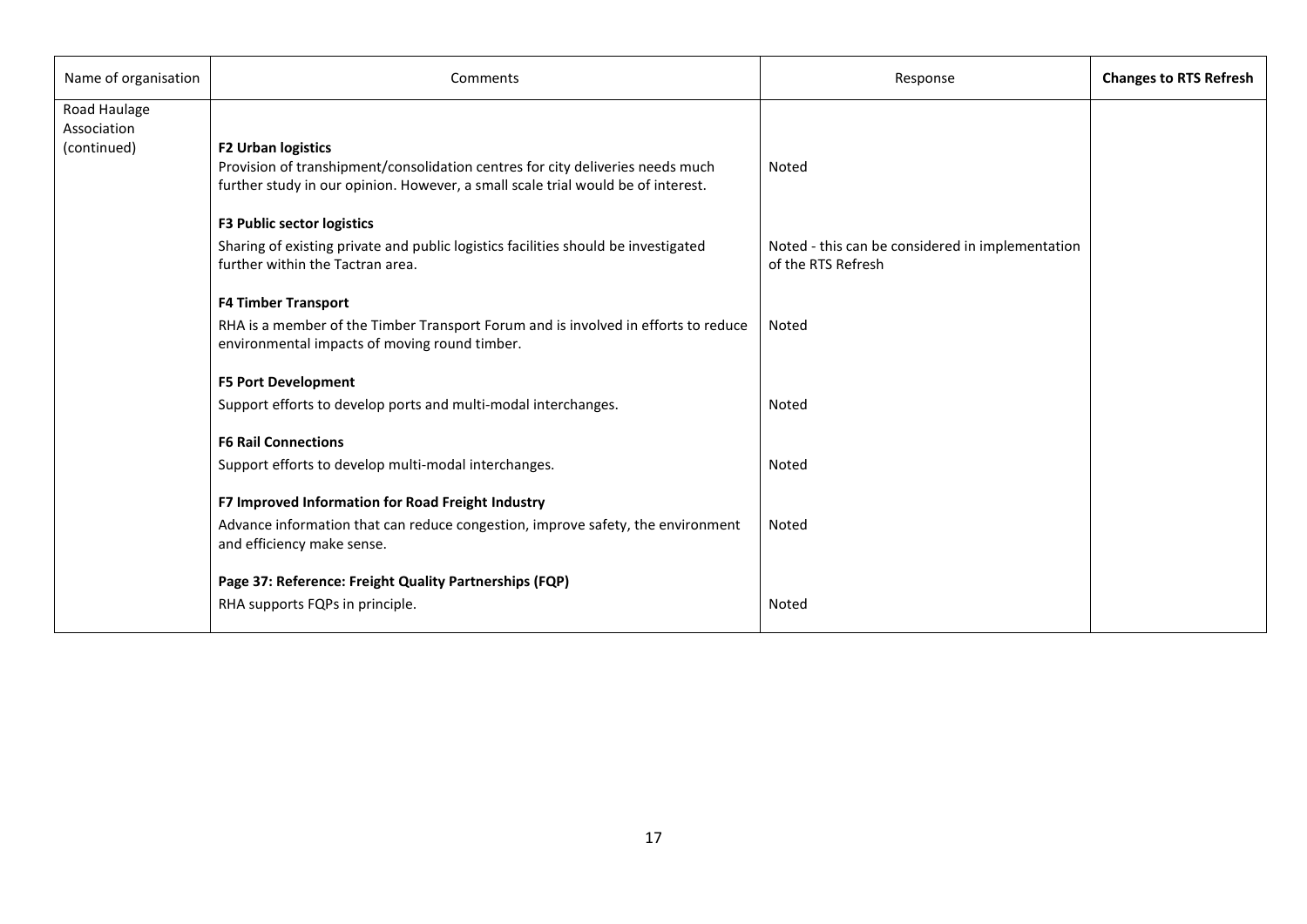| Name of organisation | Comments | Response | **Changes to RTS Refresh** |
|---|---|---|---|
| Road Haulage Association (continued) | **F2 Urban logistics**<br>Provision of transhipment/consolidation centres for city deliveries needs much further study in our opinion. However, a small scale trial would be of interest. | Noted | |
| | **F3 Public sector logistics**<br>Sharing of existing private and public logistics facilities should be investigated further within the Tactran area. | Noted - this can be considered in implementation of the RTS Refresh | |
| | **F4 Timber Transport**<br>RHA is a member of the Timber Transport Forum and is involved in efforts to reduce environmental impacts of moving round timber. | Noted | |
| | **F5 Port Development**<br>Support efforts to develop ports and multi-modal interchanges. | Noted | |
| | **F6 Rail Connections**<br>Support efforts to develop multi-modal interchanges. | Noted | |
| | **F7 Improved Information for Road Freight Industry**<br>Advance information that can reduce congestion, improve safety, the environment and efficiency make sense. | Noted | |
| | **Page 37: Reference: Freight Quality Partnerships (FQP)**<br>RHA supports FQPs in principle. | Noted | |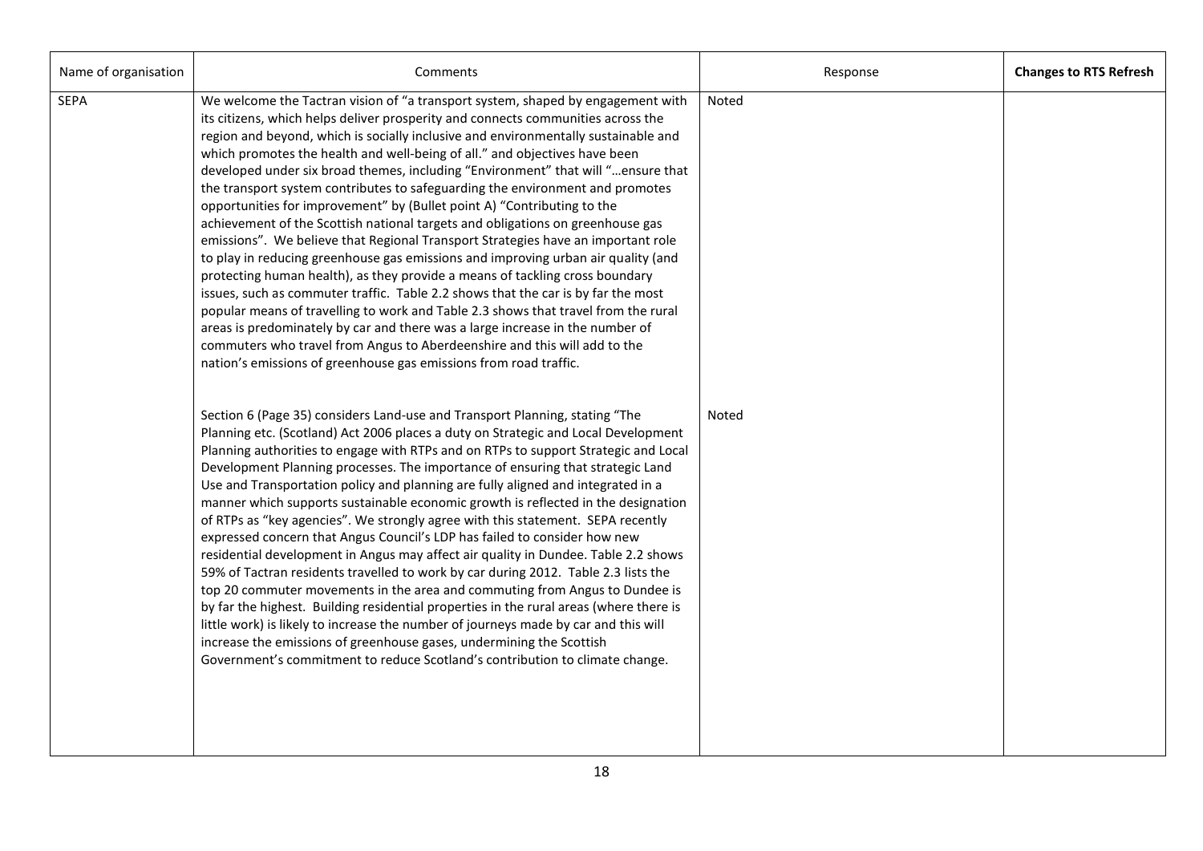| Name of organisation | Comments | Response | Changes to RTS Refresh |
|---|---|---|---|
| SEPA | We welcome the Tactran vision of "a transport system, shaped by engagement with its citizens, which helps deliver prosperity and connects communities across the region and beyond, which is socially inclusive and environmentally sustainable and which promotes the health and well-being of all." and objectives have been developed under six broad themes, including "Environment" that will "…ensure that the transport system contributes to safeguarding the environment and promotes opportunities for improvement" by (Bullet point A) "Contributing to the achievement of the Scottish national targets and obligations on greenhouse gas emissions". We believe that Regional Transport Strategies have an important role to play in reducing greenhouse gas emissions and improving urban air quality (and protecting human health), as they provide a means of tackling cross boundary issues, such as commuter traffic. Table 2.2 shows that the car is by far the most popular means of travelling to work and Table 2.3 shows that travel from the rural areas is predominately by car and there was a large increase in the number of commuters who travel from Angus to Aberdeenshire and this will add to the nation's emissions of greenhouse gas emissions from road traffic. | Noted | |
| | Section 6 (Page 35) considers Land-use and Transport Planning, stating "The Planning etc. (Scotland) Act 2006 places a duty on Strategic and Local Development Planning authorities to engage with RTPs and on RTPs to support Strategic and Local Development Planning processes. The importance of ensuring that strategic Land Use and Transportation policy and planning are fully aligned and integrated in a manner which supports sustainable economic growth is reflected in the designation of RTPs as "key agencies". We strongly agree with this statement. SEPA recently expressed concern that Angus Council's LDP has failed to consider how new residential development in Angus may affect air quality in Dundee. Table 2.2 shows 59% of Tactran residents travelled to work by car during 2012. Table 2.3 lists the top 20 commuter movements in the area and commuting from Angus to Dundee is by far the highest. Building residential properties in the rural areas (where there is little work) is likely to increase the number of journeys made by car and this will increase the emissions of greenhouse gases, undermining the Scottish Government's commitment to reduce Scotland's contribution to climate change. | Noted | |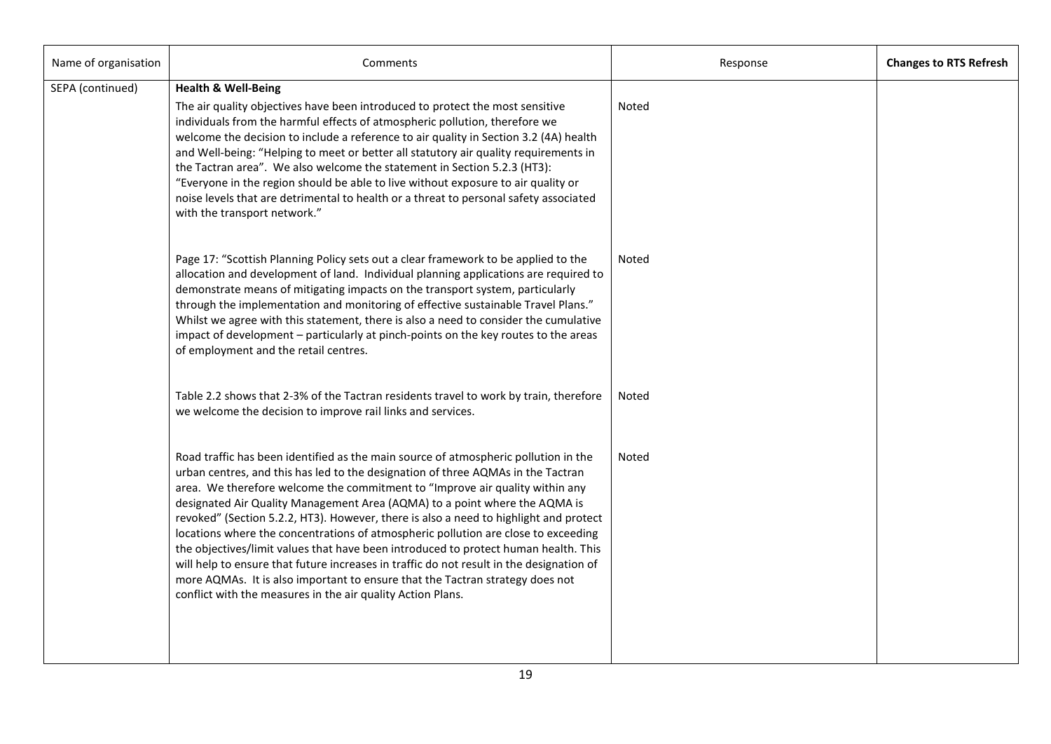| Name of organisation | Comments | Response | **Changes to RTS Refresh** |
|---|---|---|---|
| SEPA (continued) | **Health & Well-Being**<br><br>The air quality objectives have been introduced to protect the most sensitive individuals from the harmful effects of atmospheric pollution, therefore we welcome the decision to include a reference to air quality in Section 3.2 (4A) health and Well-being: "Helping to meet or better all statutory air quality requirements in the Tactran area". We also welcome the statement in Section 5.2.3 (HT3): "Everyone in the region should be able to live without exposure to air quality or noise levels that are detrimental to health or a threat to personal safety associated with the transport network." | Noted | |
| | Page 17: "Scottish Planning Policy sets out a clear framework to be applied to the allocation and development of land. Individual planning applications are required to demonstrate means of mitigating impacts on the transport system, particularly through the implementation and monitoring of effective sustainable Travel Plans." Whilst we agree with this statement, there is also a need to consider the cumulative impact of development – particularly at pinch-points on the key routes to the areas of employment and the retail centres. | Noted | |
| | Table 2.2 shows that 2-3% of the Tactran residents travel to work by train, therefore we welcome the decision to improve rail links and services. | Noted | |
| | Road traffic has been identified as the main source of atmospheric pollution in the urban centres, and this has led to the designation of three AQMAs in the Tactran area. We therefore welcome the commitment to "Improve air quality within any designated Air Quality Management Area (AQMA) to a point where the AQMA is revoked" (Section 5.2.2, HT3). However, there is also a need to highlight and protect locations where the concentrations of atmospheric pollution are close to exceeding the objectives/limit values that have been introduced to protect human health. This will help to ensure that future increases in traffic do not result in the designation of more AQMAs. It is also important to ensure that the Tactran strategy does not conflict with the measures in the air quality Action Plans. | Noted | |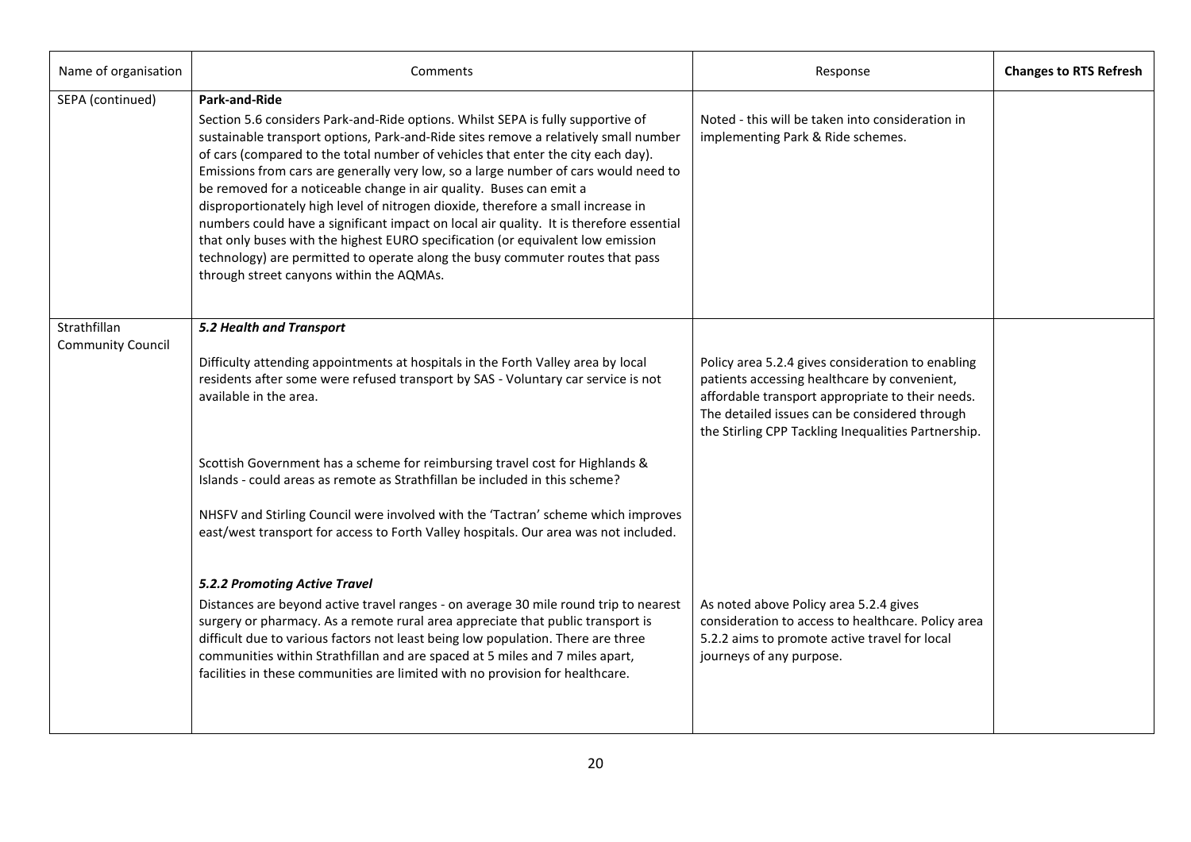| Name of organisation | Comments | Response | Changes to RTS Refresh |
|---|---|---|---|
| SEPA (continued) | **Park-and-Ride**<br><br>Section 5.6 considers Park-and-Ride options. Whilst SEPA is fully supportive of sustainable transport options, Park-and-Ride sites remove a relatively small number of cars (compared to the total number of vehicles that enter the city each day). Emissions from cars are generally very low, so a large number of cars would need to be removed for a noticeable change in air quality. Buses can emit a disproportionately high level of nitrogen dioxide, therefore a small increase in numbers could have a significant impact on local air quality. It is therefore essential that only buses with the highest EURO specification (or equivalent low emission technology) are permitted to operate along the busy commuter routes that pass through street canyons within the AQMAs. | Noted - this will be taken into consideration in implementing Park & Ride schemes. | |
| Strathfillan Community Council | ***5.2 Health and Transport***<br><br>Difficulty attending appointments at hospitals in the Forth Valley area by local residents after some were refused transport by SAS - Voluntary car service is not available in the area.<br><br>Scottish Government has a scheme for reimbursing travel cost for Highlands & Islands - could areas as remote as Strathfillan be included in this scheme?<br><br>NHSFV and Stirling Council were involved with the 'Tactran' scheme which improves east/west transport for access to Forth Valley hospitals. Our area was not included.<br><br>***5.2.2 Promoting Active Travel***<br><br>Distances are beyond active travel ranges - on average 30 mile round trip to nearest surgery or pharmacy. As a remote rural area appreciate that public transport is difficult due to various factors not least being low population. There are three communities within Strathfillan and are spaced at 5 miles and 7 miles apart, facilities in these communities are limited with no provision for healthcare. | Policy area 5.2.4 gives consideration to enabling patients accessing healthcare by convenient, affordable transport appropriate to their needs. The detailed issues can be considered through the Stirling CPP Tackling Inequalities Partnership.<br><br>As noted above Policy area 5.2.4 gives consideration to access to healthcare. Policy area 5.2.2 aims to promote active travel for local journeys of any purpose. | |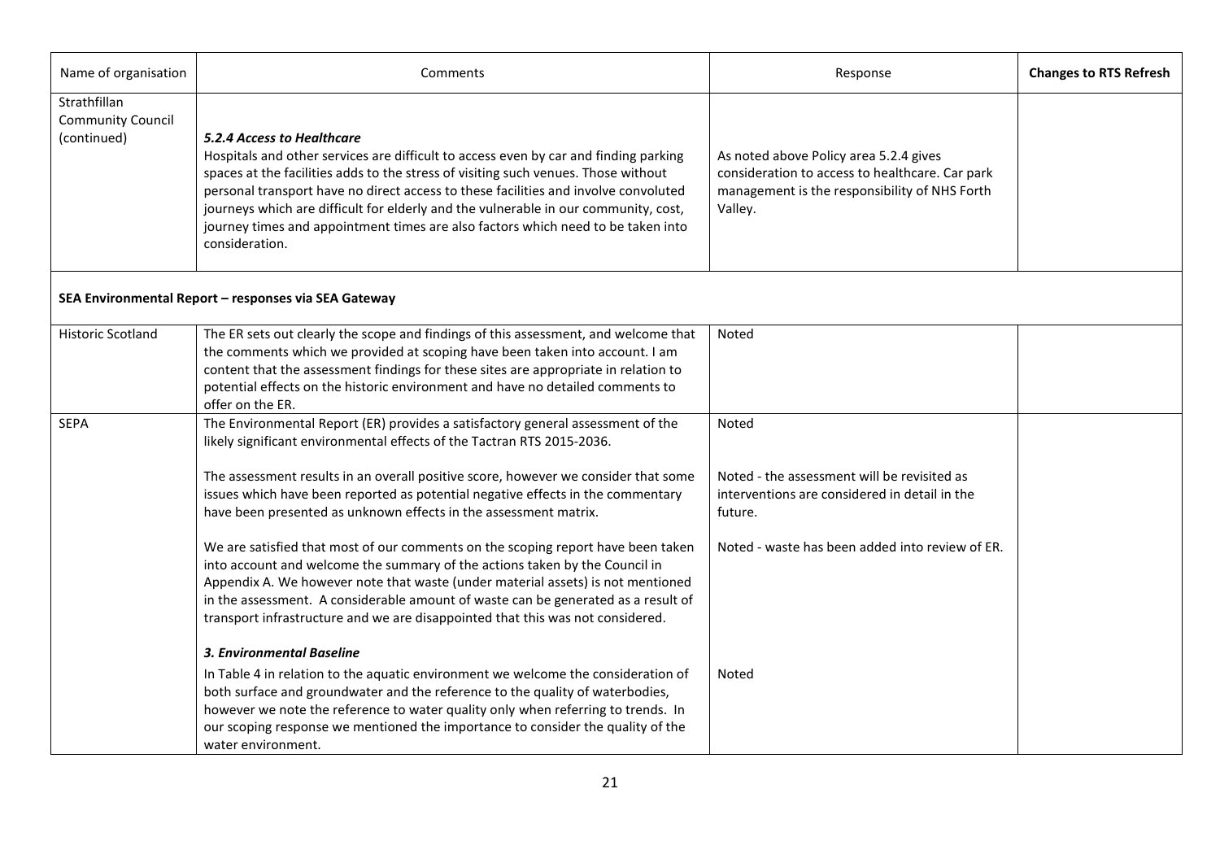| Name of organisation | Comments | Response | Changes to RTS Refresh |
| --- | --- | --- | --- |
| Strathfillan Community Council (continued) | ***5.2.4 Access to Healthcare***<br>Hospitals and other services are difficult to access even by car and finding parking spaces at the facilities adds to the stress of visiting such venues. Those without personal transport have no direct access to these facilities and involve convoluted journeys which are difficult for elderly and the vulnerable in our community, cost, journey times and appointment times are also factors which need to be taken into consideration. | As noted above Policy area 5.2.4 gives consideration to access to healthcare. Car park management is the responsibility of NHS Forth Valley. | |
| **SEA Environmental Report – responses via SEA Gateway** | | | |
| Historic Scotland | The ER sets out clearly the scope and findings of this assessment, and welcome that the comments which we provided at scoping have been taken into account. I am content that the assessment findings for these sites are appropriate in relation to potential effects on the historic environment and have no detailed comments to offer on the ER. | Noted | |
| SEPA | The Environmental Report (ER) provides a satisfactory general assessment of the likely significant environmental effects of the Tactran RTS 2015-2036. | Noted | |
| | The assessment results in an overall positive score, however we consider that some issues which have been reported as potential negative effects in the commentary have been presented as unknown effects in the assessment matrix. | Noted - the assessment will be revisited as interventions are considered in detail in the future. | |
| | We are satisfied that most of our comments on the scoping report have been taken into account and welcome the summary of the actions taken by the Council in Appendix A. We however note that waste (under material assets) is not mentioned in the assessment. A considerable amount of waste can be generated as a result of transport infrastructure and we are disappointed that this was not considered. | Noted - waste has been added into review of ER. | |
| | ***3. Environmental Baseline***<br>In Table 4 in relation to the aquatic environment we welcome the consideration of both surface and groundwater and the reference to the quality of waterbodies, however we note the reference to water quality only when referring to trends. In our scoping response we mentioned the importance to consider the quality of the water environment. | Noted | |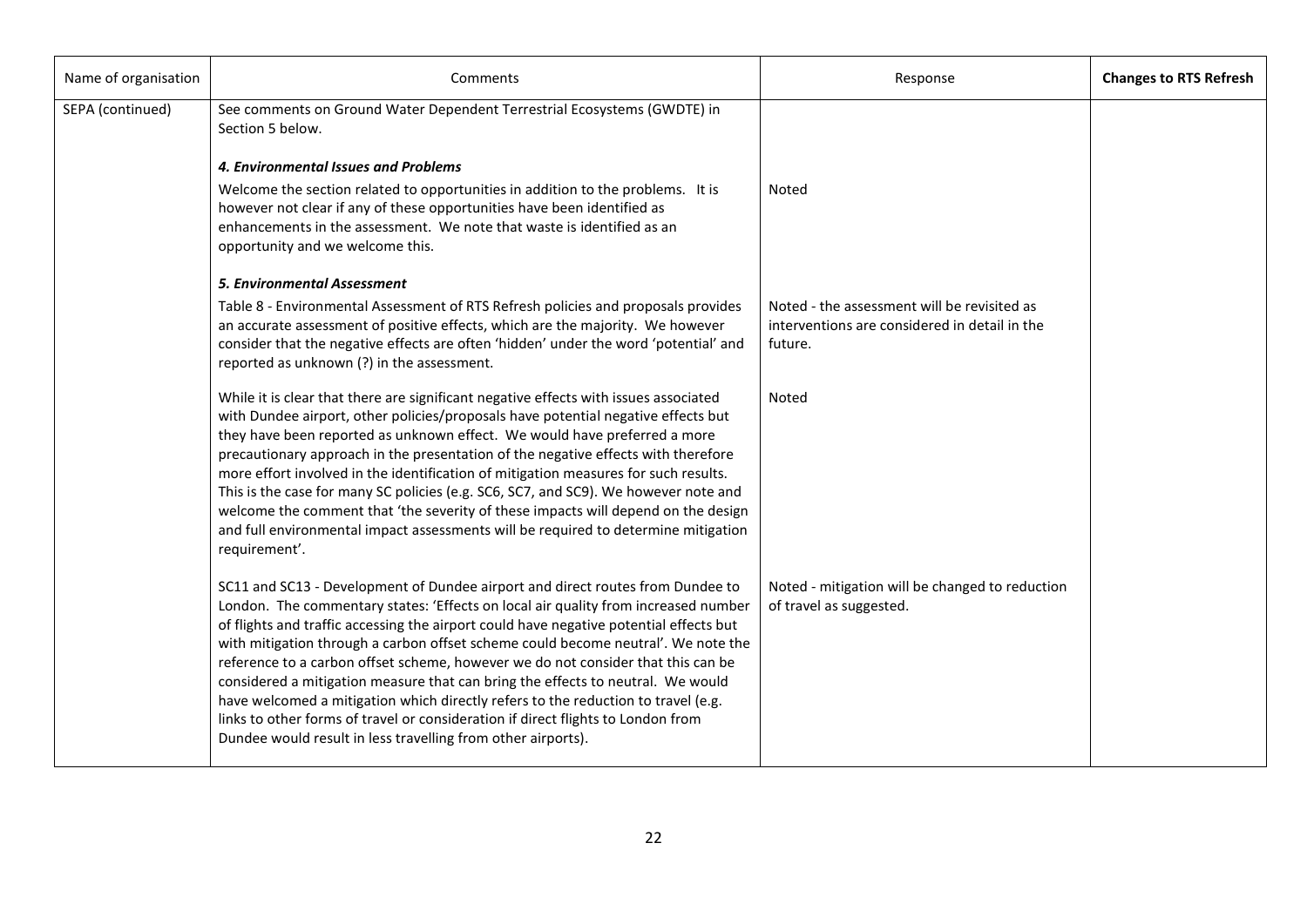| Name of organisation | Comments | Response | **Changes to RTS Refresh** |
|---|---|---|---|
| SEPA (continued) | See comments on Ground Water Dependent Terrestrial Ecosystems (GWDTE) in Section 5 below. | | |
| | ***4. Environmental Issues and Problems*** | | |
| | Welcome the section related to opportunities in addition to the problems. It is however not clear if any of these opportunities have been identified as enhancements in the assessment. We note that waste is identified as an opportunity and we welcome this. | Noted | |
| | ***5. Environmental Assessment*** | | |
| | Table 8 - Environmental Assessment of RTS Refresh policies and proposals provides an accurate assessment of positive effects, which are the majority. We however consider that the negative effects are often 'hidden' under the word 'potential' and reported as unknown (?) in the assessment. | Noted - the assessment will be revisited as interventions are considered in detail in the future. | |
| | While it is clear that there are significant negative effects with issues associated with Dundee airport, other policies/proposals have potential negative effects but they have been reported as unknown effect. We would have preferred a more precautionary approach in the presentation of the negative effects with therefore more effort involved in the identification of mitigation measures for such results. This is the case for many SC policies (e.g. SC6, SC7, and SC9). We however note and welcome the comment that 'the severity of these impacts will depend on the design and full environmental impact assessments will be required to determine mitigation requirement'. | Noted | |
| | SC11 and SC13 - Development of Dundee airport and direct routes from Dundee to London. The commentary states: 'Effects on local air quality from increased number of flights and traffic accessing the airport could have negative potential effects but with mitigation through a carbon offset scheme could become neutral'. We note the reference to a carbon offset scheme, however we do not consider that this can be considered a mitigation measure that can bring the effects to neutral. We would have welcomed a mitigation which directly refers to the reduction to travel (e.g. links to other forms of travel or consideration if direct flights to London from Dundee would result in less travelling from other airports). | Noted - mitigation will be changed to reduction of travel as suggested. | |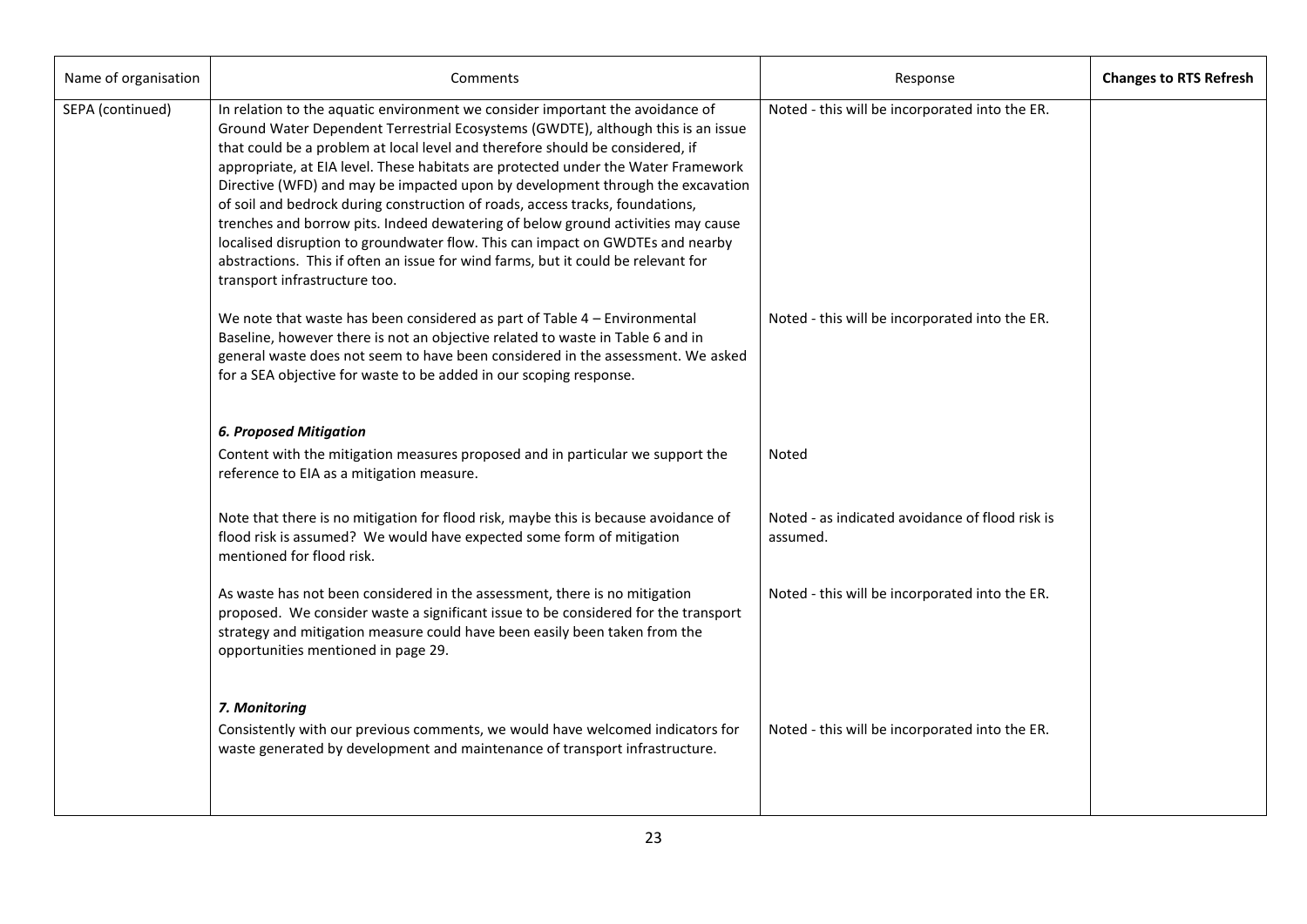| Name of organisation | Comments | Response | Changes to RTS Refresh |
|---|---|---|---|
| SEPA (continued) | In relation to the aquatic environment we consider important the avoidance of Ground Water Dependent Terrestrial Ecosystems (GWDTE), although this is an issue that could be a problem at local level and therefore should be considered, if appropriate, at EIA level. These habitats are protected under the Water Framework Directive (WFD) and may be impacted upon by development through the excavation of soil and bedrock during construction of roads, access tracks, foundations, trenches and borrow pits. Indeed dewatering of below ground activities may cause localised disruption to groundwater flow. This can impact on GWDTEs and nearby abstractions. This if often an issue for wind farms, but it could be relevant for transport infrastructure too. | Noted - this will be incorporated into the ER. | |
| | We note that waste has been considered as part of Table 4 – Environmental Baseline, however there is not an objective related to waste in Table 6 and in general waste does not seem to have been considered in the assessment. We asked for a SEA objective for waste to be added in our scoping response. | Noted - this will be incorporated into the ER. | |
| | ***6. Proposed Mitigation*** | | |
| | Content with the mitigation measures proposed and in particular we support the reference to EIA as a mitigation measure. | Noted | |
| | Note that there is no mitigation for flood risk, maybe this is because avoidance of flood risk is assumed? We would have expected some form of mitigation mentioned for flood risk. | Noted - as indicated avoidance of flood risk is assumed. | |
| | As waste has not been considered in the assessment, there is no mitigation proposed. We consider waste a significant issue to be considered for the transport strategy and mitigation measure could have been easily been taken from the opportunities mentioned in page 29. | Noted - this will be incorporated into the ER. | |
| | ***7. Monitoring*** | | |
| | Consistently with our previous comments, we would have welcomed indicators for waste generated by development and maintenance of transport infrastructure. | Noted - this will be incorporated into the ER. | |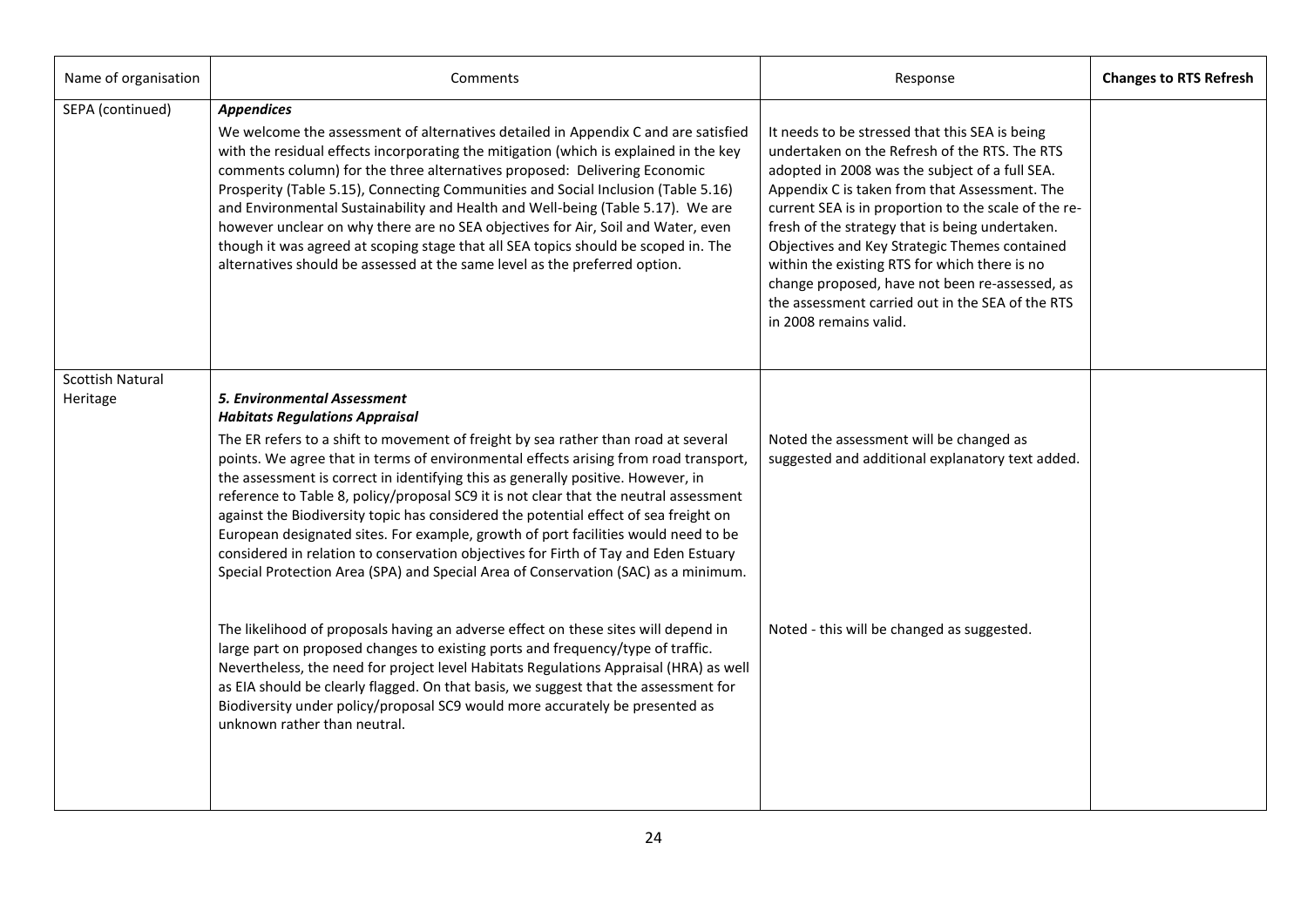| Name of organisation | Comments | Response | Changes to RTS Refresh |
|---|---|---|---|
| SEPA (continued) | ***Appendices*** <br> We welcome the assessment of alternatives detailed in Appendix C and are satisfied with the residual effects incorporating the mitigation (which is explained in the key comments column) for the three alternatives proposed: Delivering Economic Prosperity (Table 5.15), Connecting Communities and Social Inclusion (Table 5.16) and Environmental Sustainability and Health and Well-being (Table 5.17). We are however unclear on why there are no SEA objectives for Air, Soil and Water, even though it was agreed at scoping stage that all SEA topics should be scoped in. The alternatives should be assessed at the same level as the preferred option. | It needs to be stressed that this SEA is being undertaken on the Refresh of the RTS. The RTS adopted in 2008 was the subject of a full SEA. Appendix C is taken from that Assessment. The current SEA is in proportion to the scale of the re-fresh of the strategy that is being undertaken. Objectives and Key Strategic Themes contained within the existing RTS for which there is no change proposed, have not been re-assessed, as the assessment carried out in the SEA of the RTS in 2008 remains valid. | |
| Scottish Natural Heritage | ***5. Environmental Assessment*** <br> ***Habitats Regulations Appraisal*** <br> The ER refers to a shift to movement of freight by sea rather than road at several points. We agree that in terms of environmental effects arising from road transport, the assessment is correct in identifying this as generally positive. However, in reference to Table 8, policy/proposal SC9 it is not clear that the neutral assessment against the Biodiversity topic has considered the potential effect of sea freight on European designated sites. For example, growth of port facilities would need to be considered in relation to conservation objectives for Firth of Tay and Eden Estuary Special Protection Area (SPA) and Special Area of Conservation (SAC) as a minimum. | Noted the assessment will be changed as suggested and additional explanatory text added. | |
| | The likelihood of proposals having an adverse effect on these sites will depend in large part on proposed changes to existing ports and frequency/type of traffic. Nevertheless, the need for project level Habitats Regulations Appraisal (HRA) as well as EIA should be clearly flagged. On that basis, we suggest that the assessment for Biodiversity under policy/proposal SC9 would more accurately be presented as unknown rather than neutral. | Noted - this will be changed as suggested. | |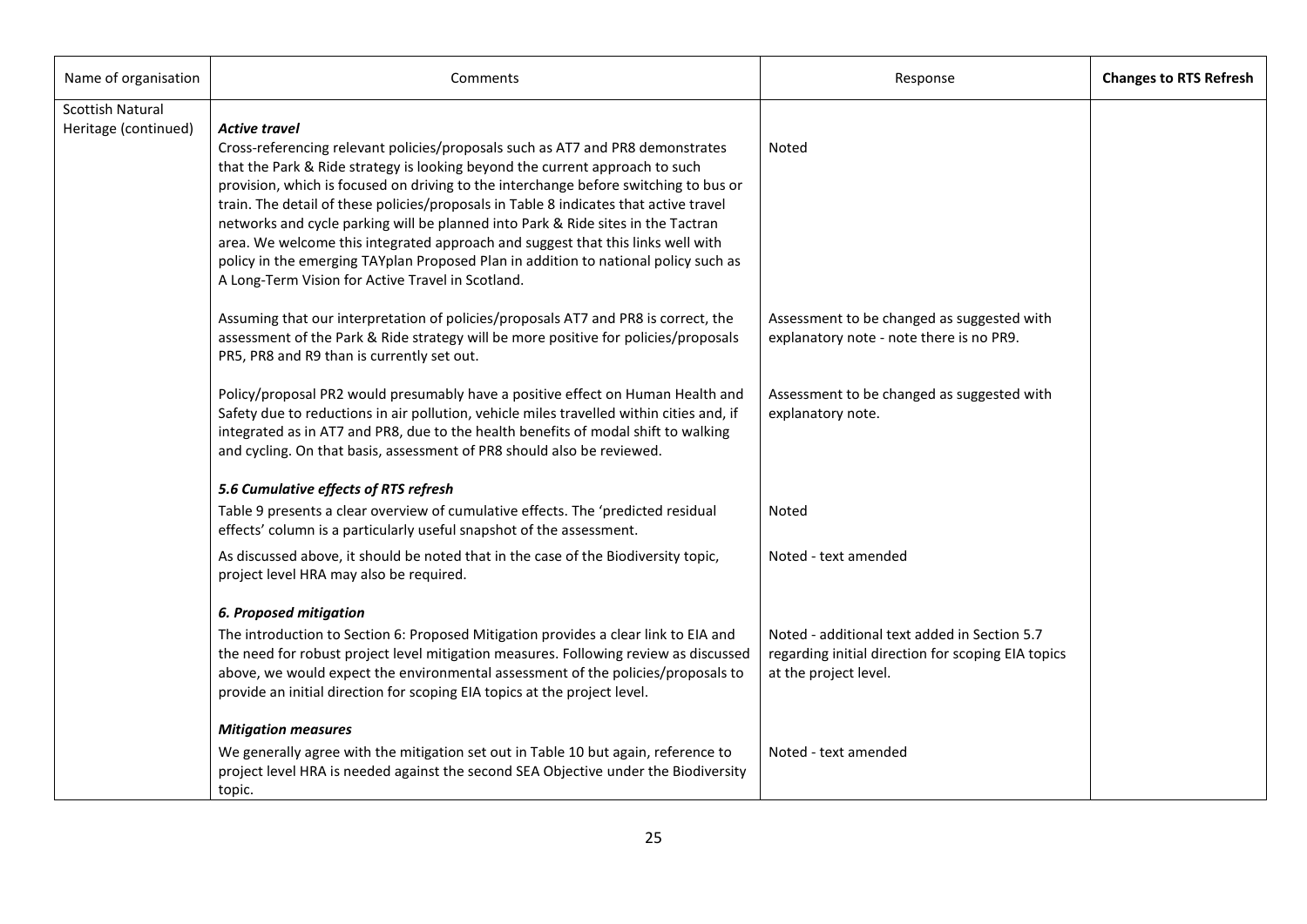| Name of organisation | Comments | Response | Changes to RTS Refresh |
|---|---|---|---|
| Scottish Natural Heritage (continued) | ***Active travel*** | | |
| | Cross-referencing relevant policies/proposals such as AT7 and PR8 demonstrates that the Park & Ride strategy is looking beyond the current approach to such provision, which is focused on driving to the interchange before switching to bus or train. The detail of these policies/proposals in Table 8 indicates that active travel networks and cycle parking will be planned into Park & Ride sites in the Tactran area. We welcome this integrated approach and suggest that this links well with policy in the emerging TAYplan Proposed Plan in addition to national policy such as A Long-Term Vision for Active Travel in Scotland. | Noted | |
| | Assuming that our interpretation of policies/proposals AT7 and PR8 is correct, the assessment of the Park & Ride strategy will be more positive for policies/proposals PR5, PR8 and R9 than is currently set out. | Assessment to be changed as suggested with explanatory note - note there is no PR9. | |
| | Policy/proposal PR2 would presumably have a positive effect on Human Health and Safety due to reductions in air pollution, vehicle miles travelled within cities and, if integrated as in AT7 and PR8, due to the health benefits of modal shift to walking and cycling. On that basis, assessment of PR8 should also be reviewed. | Assessment to be changed as suggested with explanatory note. | |
| | ***5.6 Cumulative effects of RTS refresh*** | | |
| | Table 9 presents a clear overview of cumulative effects. The 'predicted residual effects' column is a particularly useful snapshot of the assessment. | Noted | |
| | As discussed above, it should be noted that in the case of the Biodiversity topic, project level HRA may also be required. | Noted - text amended | |
| | ***6. Proposed mitigation*** | | |
| | The introduction to Section 6: Proposed Mitigation provides a clear link to EIA and the need for robust project level mitigation measures. Following review as discussed above, we would expect the environmental assessment of the policies/proposals to provide an initial direction for scoping EIA topics at the project level. | Noted - additional text added in Section 5.7 regarding initial direction for scoping EIA topics at the project level. | |
| | ***Mitigation measures*** | | |
| | We generally agree with the mitigation set out in Table 10 but again, reference to project level HRA is needed against the second SEA Objective under the Biodiversity topic. | Noted - text amended | |